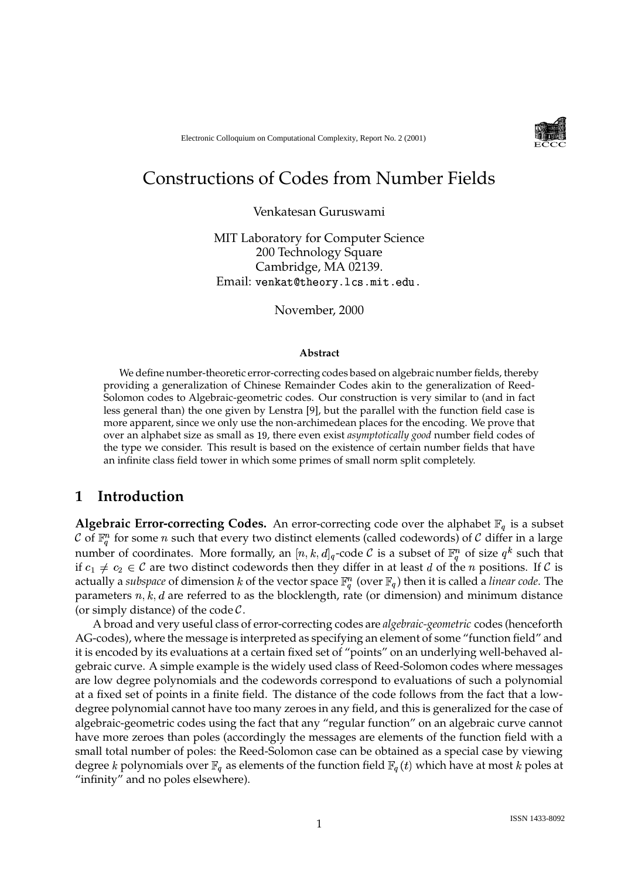Electronic Colloquium on Computational Complexity, Report No. 2 (2001)

# Constructions of Codes from Number Fields

Venkatesan Guruswami

MIT Laboratory for Computer Science
200 Technology Square
Cambridge, MA 02139.
Email: venkat@theory.lcs.mit.edu.

November, 2000

**Abstract**

We define number-theoretic error-correcting codes based on algebraic number fields, thereby providing a generalization of Chinese Remainder Codes akin to the generalization of Reed-Solomon codes to Algebraic-geometric codes. Our construction is very similar to (and in fact less general than) the one given by Lenstra [9], but the parallel with the function field case is more apparent, since we only use the non-archimedean places for the encoding. We prove that over an alphabet size as small as 19, there even exist *asymptotically good* number field codes of the type we consider. This result is based on the existence of certain number fields that have an infinite class field tower in which some primes of small norm split completely.

## 1 Introduction

**Algebraic Error-correcting Codes.** An error-correcting code over the alphabet $\mathbb{F}_q$ is a subset $\mathcal{C}$ of $\mathbb{F}_q^n$ for some $n$ such that every two distinct elements (called codewords) of $\mathcal{C}$ differ in a large number of coordinates. More formally, an $[n, k, d]_q$-code $\mathcal{C}$ is a subset of $\mathbb{F}_q^n$ of size $q^k$ such that if $c_1 \neq c_2 \in \mathcal{C}$ are two distinct codewords then they differ in at least $d$ of the $n$ positions. If $\mathcal{C}$ is actually a *subspace* of dimension $k$ of the vector space $\mathbb{F}_q^n$ (over $\mathbb{F}_q$) then it is called a *linear code*. The parameters $n, k, d$ are referred to as the blocklength, rate (or dimension) and minimum distance (or simply distance) of the code $\mathcal{C}$.

A broad and very useful class of error-correcting codes are *algebraic-geometric* codes (henceforth AG-codes), where the message is interpreted as specifying an element of some "function field" and it is encoded by its evaluations at a certain fixed set of "points" on an underlying well-behaved algebraic curve. A simple example is the widely used class of Reed-Solomon codes where messages are low degree polynomials and the codewords correspond to evaluations of such a polynomial at a fixed set of points in a finite field. The distance of the code follows from the fact that a low-degree polynomial cannot have too many zeroes in any field, and this is generalized for the case of algebraic-geometric codes using the fact that any "regular function" on an algebraic curve cannot have more zeroes than poles (accordingly the messages are elements of the function field with a small total number of poles: the Reed-Solomon case can be obtained as a special case by viewing degree $k$ polynomials over $\mathbb{F}_q$ as elements of the function field $\mathbb{F}_q(t)$ which have at most $k$ poles at "infinity" and no poles elsewhere).

ISSN 1433-8092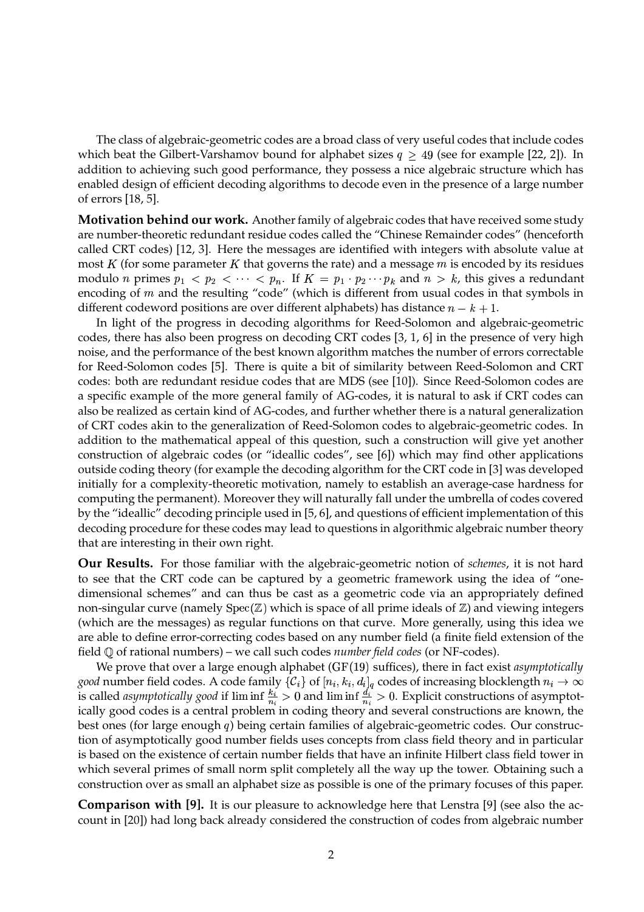The class of algebraic-geometric codes are a broad class of very useful codes that include codes which beat the Gilbert-Varshamov bound for alphabet sizes $q \geq 49$ (see for example [22, 2]). In addition to achieving such good performance, they possess a nice algebraic structure which has enabled design of efficient decoding algorithms to decode even in the presence of a large number of errors [18, 5].

**Motivation behind our work.** Another family of algebraic codes that have received some study are number-theoretic redundant residue codes called the "Chinese Remainder codes" (henceforth called CRT codes) [12, 3]. Here the messages are identified with integers with absolute value at most $K$ (for some parameter $K$ that governs the rate) and a message $m$ is encoded by its residues modulo $n$ primes $p_1 < p_2 < \cdots < p_n$. If $K = p_1 \cdot p_2 \cdots p_k$ and $n > k$, this gives a redundant encoding of $m$ and the resulting "code" (which is different from usual codes in that symbols in different codeword positions are over different alphabets) has distance $n - k + 1$.

In light of the progress in decoding algorithms for Reed-Solomon and algebraic-geometric codes, there has also been progress on decoding CRT codes [3, 1, 6] in the presence of very high noise, and the performance of the best known algorithm matches the number of errors correctable for Reed-Solomon codes [5]. There is quite a bit of similarity between Reed-Solomon and CRT codes: both are redundant residue codes that are MDS (see [10]). Since Reed-Solomon codes are a specific example of the more general family of AG-codes, it is natural to ask if CRT codes can also be realized as certain kind of AG-codes, and further whether there is a natural generalization of CRT codes akin to the generalization of Reed-Solomon codes to algebraic-geometric codes. In addition to the mathematical appeal of this question, such a construction will give yet another construction of algebraic codes (or "ideallic codes", see [6]) which may find other applications outside coding theory (for example the decoding algorithm for the CRT code in [3] was developed initially for a complexity-theoretic motivation, namely to establish an average-case hardness for computing the permanent). Moreover they will naturally fall under the umbrella of codes covered by the "ideallic" decoding principle used in [5, 6], and questions of efficient implementation of this decoding procedure for these codes may lead to questions in algorithmic algebraic number theory that are interesting in their own right.

**Our Results.** For those familiar with the algebraic-geometric notion of *schemes*, it is not hard to see that the CRT code can be captured by a geometric framework using the idea of "one-dimensional schemes" and can thus be cast as a geometric code via an appropriately defined non-singular curve (namely $\mathrm{Spec}(\mathbb{Z})$ which is space of all prime ideals of $\mathbb{Z}$) and viewing integers (which are the messages) as regular functions on that curve. More generally, using this idea we are able to define error-correcting codes based on any number field (a finite field extension of the field $\mathbb{Q}$ of rational numbers) – we call such codes *number field codes* (or NF-codes).

We prove that over a large enough alphabet ($\mathrm{GF}(19)$ suffices), there in fact exist *asymptotically good* number field codes. A code family $\{\mathcal{C}_i\}$ of $[n_i, k_i, d_i]_q$ codes of increasing blocklength $n_i \to \infty$ is called *asymptotically good* if $\liminf \frac{k_i}{n_i} > 0$ and $\liminf \frac{d_i}{n_i} > 0$. Explicit constructions of asymptotically good codes is a central problem in coding theory and several constructions are known, the best ones (for large enough $q$) being certain families of algebraic-geometric codes. Our construction of asymptotically good number fields uses concepts from class field theory and in particular is based on the existence of certain number fields that have an infinite Hilbert class field tower in which several primes of small norm split completely all the way up the tower. Obtaining such a construction over as small an alphabet size as possible is one of the primary focuses of this paper.

**Comparison with [9].** It is our pleasure to acknowledge here that Lenstra [9] (see also the account in [20]) had long back already considered the construction of codes from algebraic number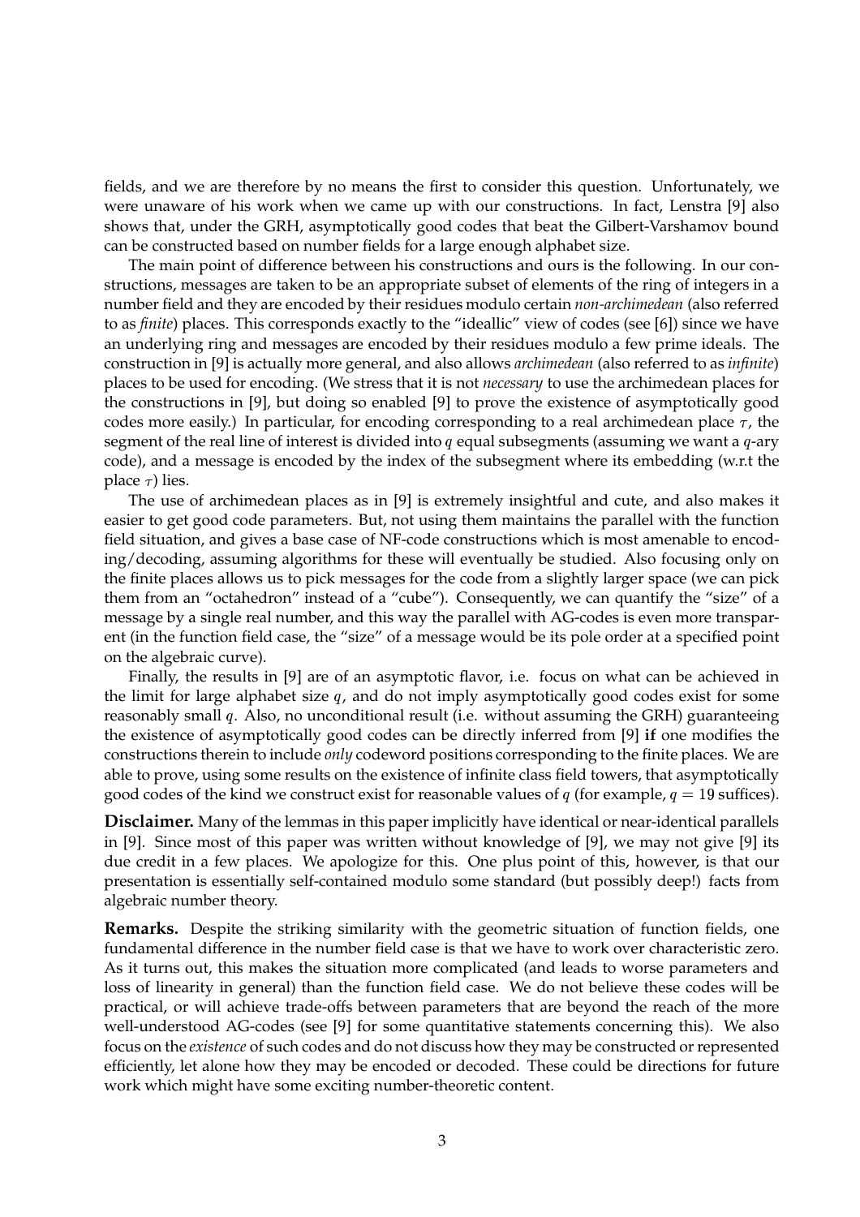fields, and we are therefore by no means the first to consider this question. Unfortunately, we were unaware of his work when we came up with our constructions. In fact, Lenstra [9] also shows that, under the GRH, asymptotically good codes that beat the Gilbert-Varshamov bound can be constructed based on number fields for a large enough alphabet size.

The main point of difference between his constructions and ours is the following. In our constructions, messages are taken to be an appropriate subset of elements of the ring of integers in a number field and they are encoded by their residues modulo certain *non-archimedean* (also referred to as *finite*) places. This corresponds exactly to the "ideallic" view of codes (see [6]) since we have an underlying ring and messages are encoded by their residues modulo a few prime ideals. The construction in [9] is actually more general, and also allows *archimedean* (also referred to as *infinite*) places to be used for encoding. (We stress that it is not *necessary* to use the archimedean places for the constructions in [9], but doing so enabled [9] to prove the existence of asymptotically good codes more easily.) In particular, for encoding corresponding to a real archimedean place $\tau$, the segment of the real line of interest is divided into $q$ equal subsegments (assuming we want a $q$-ary code), and a message is encoded by the index of the subsegment where its embedding (w.r.t the place $\tau$) lies.

The use of archimedean places as in [9] is extremely insightful and cute, and also makes it easier to get good code parameters. But, not using them maintains the parallel with the function field situation, and gives a base case of NF-code constructions which is most amenable to encoding/decoding, assuming algorithms for these will eventually be studied. Also focusing only on the finite places allows us to pick messages for the code from a slightly larger space (we can pick them from an "octahedron" instead of a "cube"). Consequently, we can quantify the "size" of a message by a single real number, and this way the parallel with AG-codes is even more transparent (in the function field case, the "size" of a message would be its pole order at a specified point on the algebraic curve).

Finally, the results in [9] are of an asymptotic flavor, i.e. focus on what can be achieved in the limit for large alphabet size $q$, and do not imply asymptotically good codes exist for some reasonably small $q$. Also, no unconditional result (i.e. without assuming the GRH) guaranteeing the existence of asymptotically good codes can be directly inferred from [9] **if** one modifies the constructions therein to include *only* codeword positions corresponding to the finite places. We are able to prove, using some results on the existence of infinite class field towers, that asymptotically good codes of the kind we construct exist for reasonable values of $q$ (for example, $q = 19$ suffices).

**Disclaimer.** Many of the lemmas in this paper implicitly have identical or near-identical parallels in [9]. Since most of this paper was written without knowledge of [9], we may not give [9] its due credit in a few places. We apologize for this. One plus point of this, however, is that our presentation is essentially self-contained modulo some standard (but possibly deep!) facts from algebraic number theory.

**Remarks.** Despite the striking similarity with the geometric situation of function fields, one fundamental difference in the number field case is that we have to work over characteristic zero. As it turns out, this makes the situation more complicated (and leads to worse parameters and loss of linearity in general) than the function field case. We do not believe these codes will be practical, or will achieve trade-offs between parameters that are beyond the reach of the more well-understood AG-codes (see [9] for some quantitative statements concerning this). We also focus on the *existence* of such codes and do not discuss how they may be constructed or represented efficiently, let alone how they may be encoded or decoded. These could be directions for future work which might have some exciting number-theoretic content.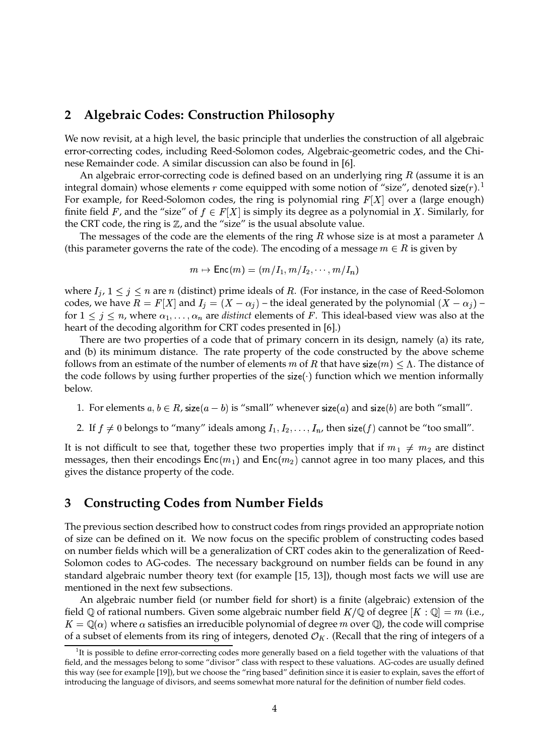## 2 Algebraic Codes: Construction Philosophy

We now revisit, at a high level, the basic principle that underlies the construction of all algebraic error-correcting codes, including Reed-Solomon codes, Algebraic-geometric codes, and the Chinese Remainder code. A similar discussion can also be found in [6].

An algebraic error-correcting code is defined based on an underlying ring $R$ (assume it is an integral domain) whose elements $r$ come equipped with some notion of "size", denoted $\mathsf{size}(r)$.[1] For example, for Reed-Solomon codes, the ring is polynomial ring $F[X]$ over a (large enough) finite field $F$, and the "size" of $f \in F[X]$ is simply its degree as a polynomial in $X$. Similarly, for the CRT code, the ring is $\mathbb{Z}$, and the "size" is the usual absolute value.

The messages of the code are the elements of the ring $R$ whose size is at most a parameter $\Lambda$ (this parameter governs the rate of the code). The encoding of a message $m \in R$ is given by

$$m \mapsto \mathsf{Enc}(m) = (m/I_1, m/I_2, \cdots, m/I_n)$$

where $I_j$, $1 \le j \le n$ are $n$ (distinct) prime ideals of $R$. (For instance, in the case of Reed-Solomon codes, we have $R = F[X]$ and $I_j = (X - \alpha_j)$ – the ideal generated by the polynomial $(X - \alpha_j)$ – for $1 \le j \le n$, where $\alpha_1, \ldots, \alpha_n$ are *distinct* elements of $F$. This ideal-based view was also at the heart of the decoding algorithm for CRT codes presented in [6].)

There are two properties of a code that of primary concern in its design, namely (a) its rate, and (b) its minimum distance. The rate property of the code constructed by the above scheme follows from an estimate of the number of elements $m$ of $R$ that have $\mathsf{size}(m) \le \Lambda$. The distance of the code follows by using further properties of the $\mathsf{size}(\cdot)$ function which we mention informally below.

1. For elements $a, b \in R$, $\mathsf{size}(a - b)$ is "small" whenever $\mathsf{size}(a)$ and $\mathsf{size}(b)$ are both "small".
2. If $f \neq 0$ belongs to "many" ideals among $I_1, I_2, \ldots, I_n$, then $\mathsf{size}(f)$ cannot be "too small".

It is not difficult to see that, together these two properties imply that if $m_1 \neq m_2$ are distinct messages, then their encodings $\mathsf{Enc}(m_1)$ and $\mathsf{Enc}(m_2)$ cannot agree in too many places, and this gives the distance property of the code.

## 3 Constructing Codes from Number Fields

The previous section described how to construct codes from rings provided an appropriate notion of size can be defined on it. We now focus on the specific problem of constructing codes based on number fields which will be a generalization of CRT codes akin to the generalization of Reed-Solomon codes to AG-codes. The necessary background on number fields can be found in any standard algebraic number theory text (for example [15, 13]), though most facts we will use are mentioned in the next few subsections.

An algebraic number field (or number field for short) is a finite (algebraic) extension of the field $\mathbb{Q}$ of rational numbers. Given some algebraic number field $K/\mathbb{Q}$ of degree $[K : \mathbb{Q}] = m$ (i.e., $K = \mathbb{Q}(\alpha)$ where $\alpha$ satisfies an irreducible polynomial of degree $m$ over $\mathbb{Q}$), the code will comprise of a subset of elements from its ring of integers, denoted $\mathcal{O}_K$. (Recall that the ring of integers of a

[1] It is possible to define error-correcting codes more generally based on a field together with the valuations of that field, and the messages belong to some "divisor" class with respect to these valuations. AG-codes are usually defined this way (see for example [19]), but we choose the "ring based" definition since it is easier to explain, saves the effort of introducing the language of divisors, and seems somewhat more natural for the definition of number field codes.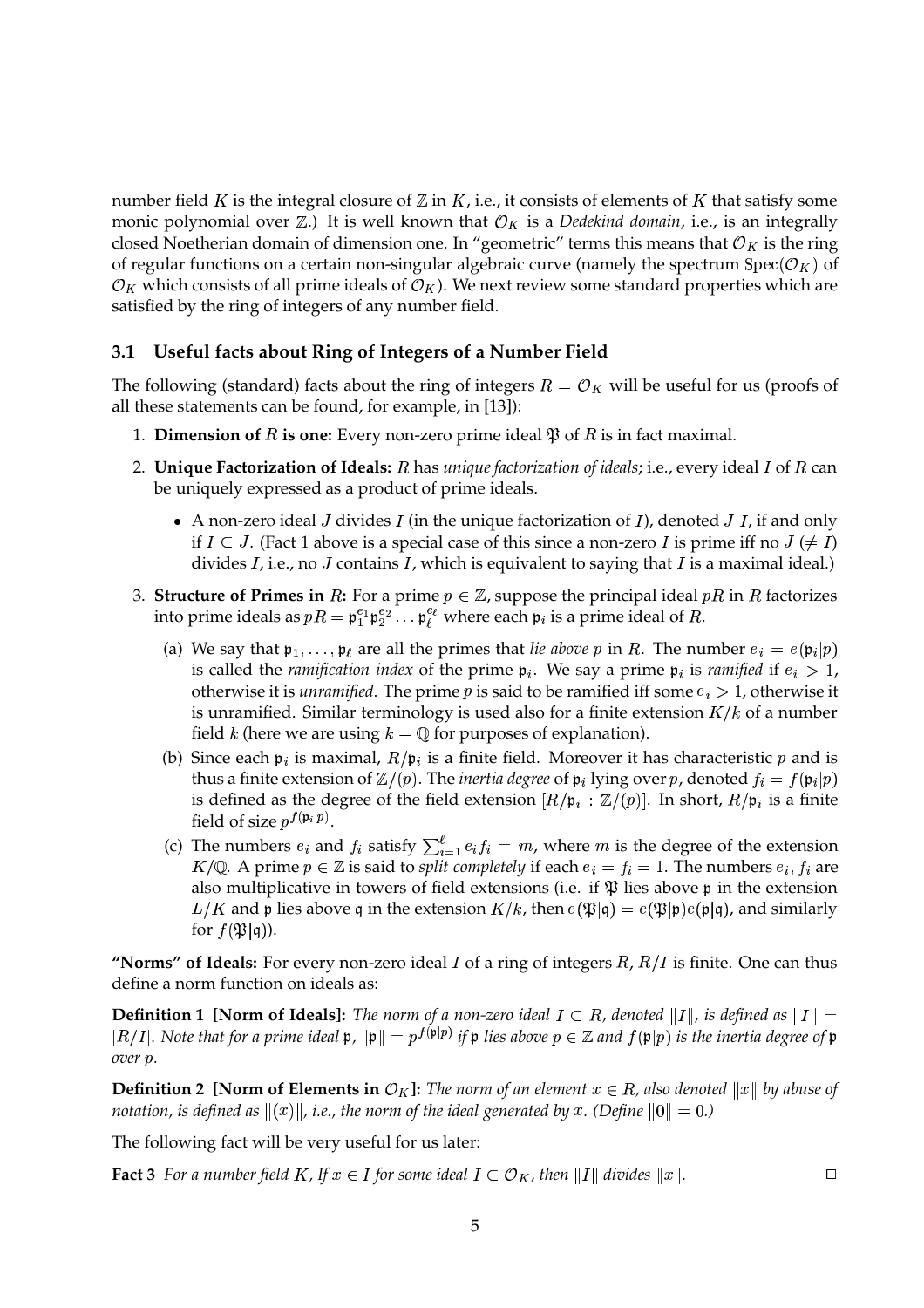number field $K$ is the integral closure of $\mathbb{Z}$ in $K$, i.e., it consists of elements of $K$ that satisfy some monic polynomial over $\mathbb{Z}$.) It is well known that $\mathcal{O}_K$ is a *Dedekind domain*, i.e., is an integrally closed Noetherian domain of dimension one. In "geometric" terms this means that $\mathcal{O}_K$ is the ring of regular functions on a certain non-singular algebraic curve (namely the spectrum $\mathrm{Spec}(\mathcal{O}_K)$ of $\mathcal{O}_K$ which consists of all prime ideals of $\mathcal{O}_K$). We next review some standard properties which are satisfied by the ring of integers of any number field.

### 3.1 Useful facts about Ring of Integers of a Number Field

The following (standard) facts about the ring of integers $R = \mathcal{O}_K$ will be useful for us (proofs of all these statements can be found, for example, in [13]):

1. **Dimension of $R$ is one:** Every non-zero prime ideal $\mathfrak{P}$ of $R$ is in fact maximal.
2. **Unique Factorization of Ideals:** $R$ has *unique factorization of ideals*; i.e., every ideal $I$ of $R$ can be uniquely expressed as a product of prime ideals.
   - A non-zero ideal $J$ divides $I$ (in the unique factorization of $I$), denoted $J|I$, if and only if $I \subset J$. (Fact 1 above is a special case of this since a non-zero $I$ is prime iff no $J$ ($\neq I$) divides $I$, i.e., no $J$ contains $I$, which is equivalent to saying that $I$ is a maximal ideal.)
3. **Structure of Primes in $R$:** For a prime $p \in \mathbb{Z}$, suppose the principal ideal $pR$ in $R$ factorizes into prime ideals as $pR = \mathfrak{p}_1^{e_1}\mathfrak{p}_2^{e_2}\ldots\mathfrak{p}_\ell^{e_\ell}$ where each $\mathfrak{p}_i$ is a prime ideal of $R$.
   (a) We say that $\mathfrak{p}_1, \ldots, \mathfrak{p}_\ell$ are all the primes that *lie above* $p$ in $R$. The number $e_i = e(\mathfrak{p}_i|p)$ is called the *ramification index* of the prime $\mathfrak{p}_i$. We say a prime $\mathfrak{p}_i$ is *ramified* if $e_i > 1$, otherwise it is *unramified*. The prime $p$ is said to be ramified iff some $e_i > 1$, otherwise it is unramified. Similar terminology is used also for a finite extension $K/k$ of a number field $k$ (here we are using $k = \mathbb{Q}$ for purposes of explanation).
   (b) Since each $\mathfrak{p}_i$ is maximal, $R/\mathfrak{p}_i$ is a finite field. Moreover it has characteristic $p$ and is thus a finite extension of $\mathbb{Z}/(p)$. The *inertia degree* of $\mathfrak{p}_i$ lying over $p$, denoted $f_i = f(\mathfrak{p}_i|p)$ is defined as the degree of the field extension $[R/\mathfrak{p}_i : \mathbb{Z}/(p)]$. In short, $R/\mathfrak{p}_i$ is a finite field of size $p^{f(\mathfrak{p}_i|p)}$.
   (c) The numbers $e_i$ and $f_i$ satisfy $\sum_{i=1}^{\ell} e_i f_i = m$, where $m$ is the degree of the extension $K/\mathbb{Q}$. A prime $p \in \mathbb{Z}$ is said to *split completely* if each $e_i = f_i = 1$. The numbers $e_i, f_i$ are also multiplicative in towers of field extensions (i.e. if $\mathfrak{P}$ lies above $\mathfrak{p}$ in the extension $L/K$ and $\mathfrak{p}$ lies above $\mathfrak{q}$ in the extension $K/k$, then $e(\mathfrak{P}|\mathfrak{q}) = e(\mathfrak{P}|\mathfrak{p})e(\mathfrak{p}|\mathfrak{q})$, and similarly for $f(\mathfrak{P}|\mathfrak{q})$).

**"Norms" of Ideals:** For every non-zero ideal $I$ of a ring of integers $R$, $R/I$ is finite. One can thus define a norm function on ideals as:

**Definition 1 [Norm of Ideals]:** *The norm of a non-zero ideal $I \subset R$, denoted $\|I\|$, is defined as $\|I\| = |R/I|$. Note that for a prime ideal $\mathfrak{p}$, $\|\mathfrak{p}\| = p^{f(\mathfrak{p}|p)}$ if $\mathfrak{p}$ lies above $p \in \mathbb{Z}$ and $f(\mathfrak{p}|p)$ is the inertia degree of $\mathfrak{p}$ over $p$.*

**Definition 2 [Norm of Elements in $\mathcal{O}_K$]:** *The norm of an element $x \in R$, also denoted $\|x\|$ by abuse of notation, is defined as $\|(x)\|$, i.e., the norm of the ideal generated by $x$. (Define $\|0\| = 0$.)*

The following fact will be very useful for us later:

**Fact 3** *For a number field $K$, If $x \in I$ for some ideal $I \subset \mathcal{O}_K$, then $\|I\|$ divides $\|x\|$.* □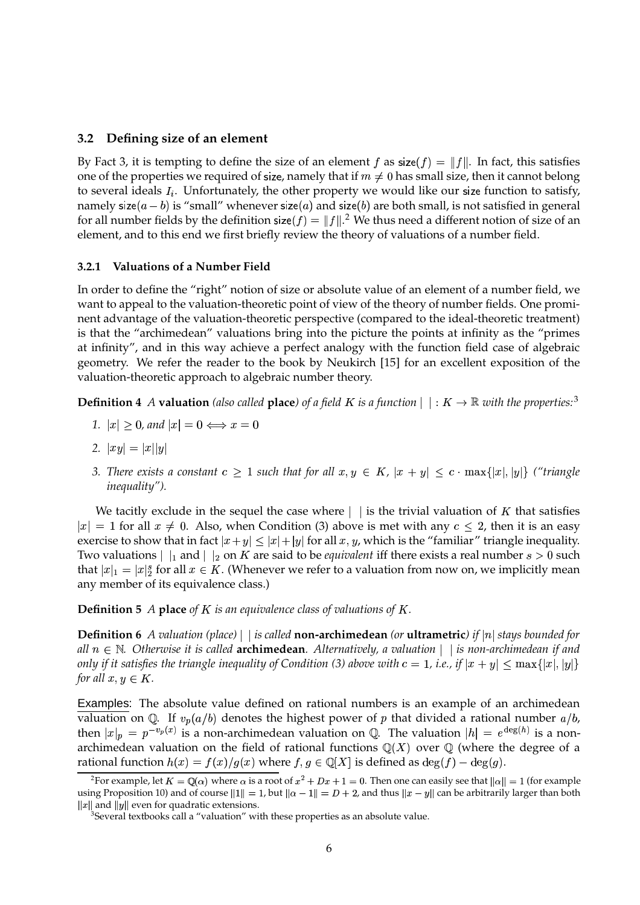### 3.2 Defining size of an element

By Fact 3, it is tempting to define the size of an element $f$ as $\mathsf{size}(f) = \|f\|$. In fact, this satisfies one of the properties we required of size, namely that if $m \neq 0$ has small size, then it cannot belong to several ideals $I_i$. Unfortunately, the other property we would like our size function to satisfy, namely $\mathsf{size}(a-b)$ is "small" whenever $\mathsf{size}(a)$ and $\mathsf{size}(b)$ are both small, is not satisfied in general for all number fields by the definition $\mathsf{size}(f) = \|f\|$.[2] We thus need a different notion of size of an element, and to this end we first briefly review the theory of valuations of a number field.

#### 3.2.1 Valuations of a Number Field

In order to define the "right" notion of size or absolute value of an element of a number field, we want to appeal to the valuation-theoretic point of view of the theory of number fields. One prominent advantage of the valuation-theoretic perspective (compared to the ideal-theoretic treatment) is that the "archimedean" valuations bring into the picture the points at infinity as the "primes at infinity", and in this way achieve a perfect analogy with the function field case of algebraic geometry. We refer the reader to the book by Neukirch [15] for an excellent exposition of the valuation-theoretic approach to algebraic number theory.

**Definition 4** *A* **valuation** *(also called* **place***) of a field $K$ is a function $|\ | : K \to \mathbb{R}$ with the properties:*[3]

1. *$|x| \geq 0$, and $|x| = 0 \iff x = 0$*
2. *$|xy| = |x||y|$*
3. *There exists a constant $c \geq 1$ such that for all $x, y \in K$, $|x+y| \leq c \cdot \max\{|x|, |y|\}$ ("triangle inequality").*

We tacitly exclude in the sequel the case where $|\ |$ is the trivial valuation of $K$ that satisfies $|x| = 1$ for all $x \neq 0$. Also, when Condition (3) above is met with any $c \leq 2$, then it is an easy exercise to show that in fact $|x+y| \leq |x| + |y|$ for all $x, y$, which is the "familiar" triangle inequality. Two valuations $|\ |_1$ and $|\ |_2$ on $K$ are said to be *equivalent* iff there exists a real number $s > 0$ such that $|x|_1 = |x|_2^s$ for all $x \in K$. (Whenever we refer to a valuation from now on, we implicitly mean any member of its equivalence class.)

**Definition 5** *A* **place** *of $K$ is an equivalence class of valuations of $K$.*

**Definition 6** *A valuation (place) $|\ |$ is called* **non-archimedean** *(or* **ultrametric***) if $|n|$ stays bounded for all $n \in \mathbb{N}$. Otherwise it is called* **archimedean***. Alternatively, a valuation $|\ |$ is non-archimedean if and only if it satisfies the triangle inequality of Condition (3) above with $c = 1$, i.e., if $|x+y| \leq \max\{|x|, |y|\}$ for all $x, y \in K$.*

Examples: The absolute value defined on rational numbers is an example of an archimedean valuation on $\mathbb{Q}$. If $v_p(a/b)$ denotes the highest power of $p$ that divided a rational number $a/b$, then $|x|_p = p^{-v_p(x)}$ is a non-archimedean valuation on $\mathbb{Q}$. The valuation $|h| = e^{\deg(h)}$ is a non-archimedean valuation on the field of rational functions $\mathbb{Q}(X)$ over $\mathbb{Q}$ (where the degree of a rational function $h(x) = f(x)/g(x)$ where $f, g \in \mathbb{Q}[X]$ is defined as $\deg(f) - \deg(g)$.

---

[2] For example, let $K = \mathbb{Q}(\alpha)$ where $\alpha$ is a root of $x^2 + Dx + 1 = 0$. Then one can easily see that $\|\alpha\| = 1$ (for example using Proposition 10) and of course $\|1\| = 1$, but $\|\alpha - 1\| = D + 2$, and thus $\|x - y\|$ can be arbitrarily larger than both $\|x\|$ and $\|y\|$ even for quadratic extensions.

[3] Several textbooks call a "valuation" with these properties as an absolute value.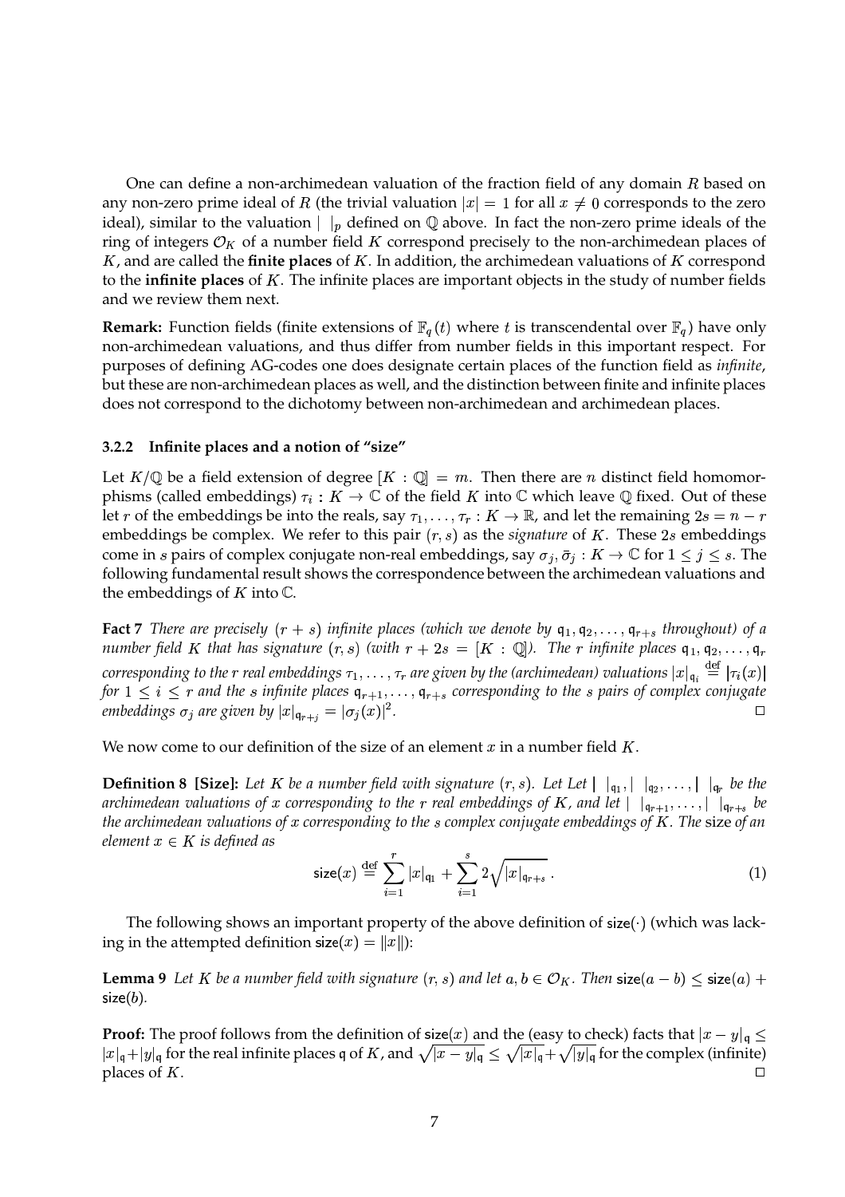One can define a non-archimedean valuation of the fraction field of any domain $R$ based on any non-zero prime ideal of $R$ (the trivial valuation $|x| = 1$ for all $x \neq 0$ corresponds to the zero ideal), similar to the valuation $|\ |_p$ defined on $\mathbb{Q}$ above. In fact the non-zero prime ideals of the ring of integers $\mathcal{O}_K$ of a number field $K$ correspond precisely to the non-archimedean places of $K$, and are called the **finite places** of $K$. In addition, the archimedean valuations of $K$ correspond to the **infinite places** of $K$. The infinite places are important objects in the study of number fields and we review them next.

**Remark:** Function fields (finite extensions of $\mathbb{F}_q(t)$ where $t$ is transcendental over $\mathbb{F}_q$) have only non-archimedean valuations, and thus differ from number fields in this important respect. For purposes of defining AG-codes one does designate certain places of the function field as *infinite*, but these are non-archimedean places as well, and the distinction between finite and infinite places does not correspond to the dichotomy between non-archimedean and archimedean places.

### 3.2.2 Infinite places and a notion of "size"

Let $K/\mathbb{Q}$ be a field extension of degree $[K : \mathbb{Q}] = m$. Then there are $n$ distinct field homomorphisms (called embeddings) $\tau_i : K \to \mathbb{C}$ of the field $K$ into $\mathbb{C}$ which leave $\mathbb{Q}$ fixed. Out of these let $r$ of the embeddings be into the reals, say $\tau_1, \ldots, \tau_r : K \to \mathbb{R}$, and let the remaining $2s = n - r$ embeddings be complex. We refer to this pair $(r, s)$ as the *signature* of $K$. These $2s$ embeddings come in $s$ pairs of complex conjugate non-real embeddings, say $\sigma_j, \bar{\sigma}_j : K \to \mathbb{C}$ for $1 \leq j \leq s$. The following fundamental result shows the correspondence between the archimedean valuations and the embeddings of $K$ into $\mathbb{C}$.

**Fact 7** *There are precisely $(r + s)$ infinite places (which we denote by $\mathfrak{q}_1, \mathfrak{q}_2, \ldots, \mathfrak{q}_{r+s}$ throughout) of a number field $K$ that has signature $(r, s)$ (with $r + 2s = [K : \mathbb{Q}]$). The $r$ infinite places $\mathfrak{q}_1, \mathfrak{q}_2, \ldots, \mathfrak{q}_r$ corresponding to the $r$ real embeddings $\tau_1, \ldots, \tau_r$ are given by the (archimedean) valuations $|x|_{\mathfrak{q}_i} \stackrel{\text{def}}{=} |\tau_i(x)|$ for $1 \leq i \leq r$ and the $s$ infinite places $\mathfrak{q}_{r+1}, \ldots, \mathfrak{q}_{r+s}$ corresponding to the $s$ pairs of complex conjugate embeddings $\sigma_j$ are given by $|x|_{\mathfrak{q}_{r+j}} = |\sigma_j(x)|^2$.* □

We now come to our definition of the size of an element $x$ in a number field $K$.

**Definition 8 [Size]:** *Let $K$ be a number field with signature $(r, s)$. Let Let $|\ |_{\mathfrak{q}_1}, |\ |_{\mathfrak{q}_2}, \ldots, |\ |_{\mathfrak{q}_r}$ be the archimedean valuations of $x$ corresponding to the $r$ real embeddings of $K$, and let $|\ |_{\mathfrak{q}_{r+1}}, \ldots, |\ |_{\mathfrak{q}_{r+s}}$ be the archimedean valuations of $x$ corresponding to the $s$ complex conjugate embeddings of $K$. The* size *of an element $x \in K$ is defined as*

$$\mathsf{size}(x) \stackrel{\text{def}}{=} \sum_{i=1}^{r} |x|_{\mathfrak{q}_1} + \sum_{i=1}^{s} 2\sqrt{|x|_{\mathfrak{q}_{r+s}}}\,. \tag{1}$$

The following shows an important property of the above definition of $\mathsf{size}(\cdot)$ (which was lacking in the attempted definition $\mathsf{size}(x) = \|x\|$):

**Lemma 9** *Let $K$ be a number field with signature $(r, s)$ and let $a, b \in \mathcal{O}_K$. Then $\mathsf{size}(a - b) \leq \mathsf{size}(a) + \mathsf{size}(b)$.*

**Proof:** The proof follows from the definition of $\mathsf{size}(x)$ and the (easy to check) facts that $|x - y|_{\mathfrak{q}} \leq |x|_{\mathfrak{q}} + |y|_{\mathfrak{q}}$ for the real infinite places $\mathfrak{q}$ of $K$, and $\sqrt{|x - y|_{\mathfrak{q}}} \leq \sqrt{|x|_{\mathfrak{q}}} + \sqrt{|y|_{\mathfrak{q}}}$ for the complex (infinite) places of $K$. □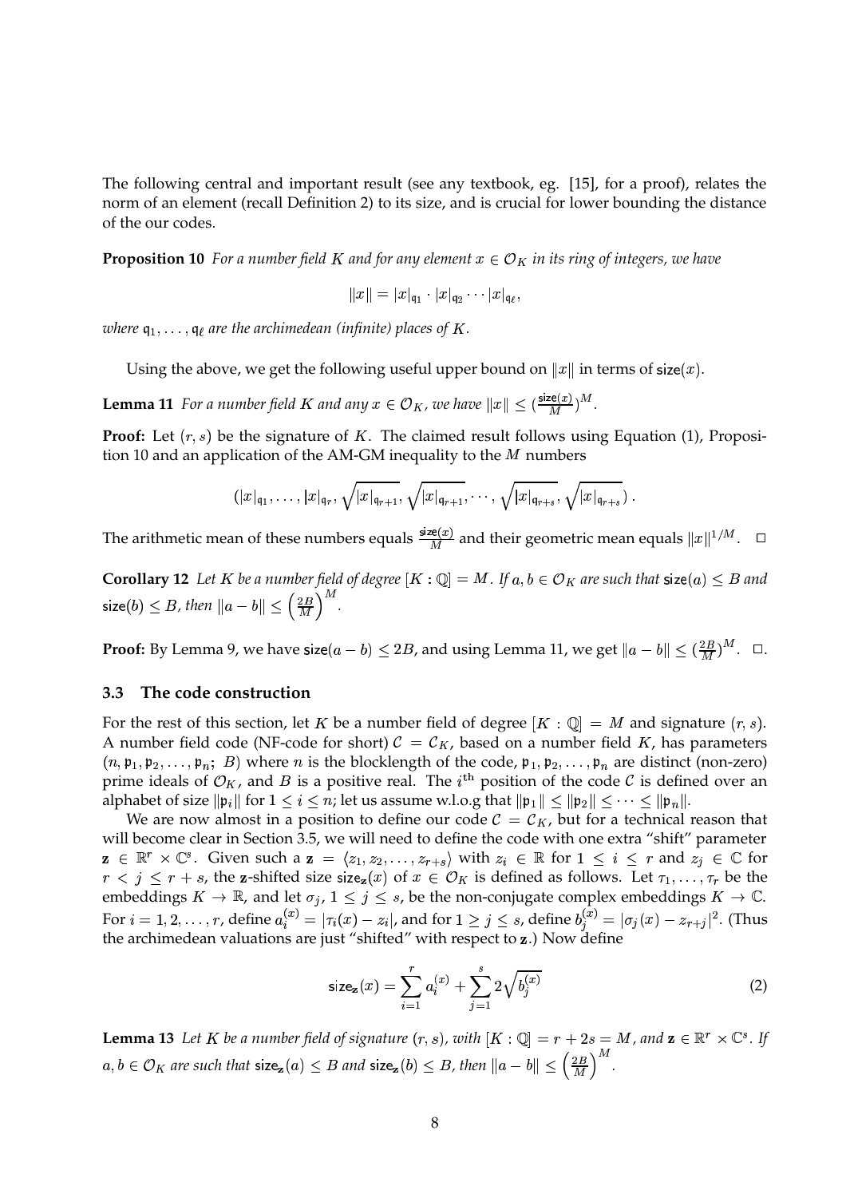The following central and important result (see any textbook, eg. [15], for a proof), relates the norm of an element (recall Definition 2) to its size, and is crucial for lower bounding the distance of the our codes.

**Proposition 10** *For a number field $K$ and for any element $x \in \mathcal{O}_K$ in its ring of integers, we have*

$$\|x\| = |x|_{\mathfrak{q}_1} \cdot |x|_{\mathfrak{q}_2} \cdots |x|_{\mathfrak{q}_\ell},$$

*where $\mathfrak{q}_1, \ldots, \mathfrak{q}_\ell$ are the archimedean (infinite) places of $K$.*

Using the above, we get the following useful upper bound on $\|x\|$ in terms of $\mathsf{size}(x)$.

**Lemma 11** *For a number field $K$ and any $x \in \mathcal{O}_K$, we have $\|x\| \le (\frac{\mathsf{size}(x)}{M})^M$.*

**Proof:** Let $(r, s)$ be the signature of $K$. The claimed result follows using Equation (1), Proposition 10 and an application of the AM-GM inequality to the $M$ numbers

$$(|x|_{\mathfrak{q}_1}, \ldots, |x|_{\mathfrak{q}_r}, \sqrt{|x|_{\mathfrak{q}_{r+1}}}, \sqrt{|x|_{\mathfrak{q}_{r+1}}}, \cdots, \sqrt{|x|_{\mathfrak{q}_{r+s}}}, \sqrt{|x|_{\mathfrak{q}_{r+s}}}) .$$

The arithmetic mean of these numbers equals $\frac{\mathsf{size}(x)}{M}$ and their geometric mean equals $\|x\|^{1/M}$. $\Box$

**Corollary 12** *Let $K$ be a number field of degree $[K : \mathbb{Q}] = M$. If $a, b \in \mathcal{O}_K$ are such that $\mathsf{size}(a) \le B$ and $\mathsf{size}(b) \le B$, then $\|a - b\| \le \left(\frac{2B}{M}\right)^M$.*

**Proof:** By Lemma 9, we have $\mathsf{size}(a - b) \le 2B$, and using Lemma 11, we get $\|a - b\| \le (\frac{2B}{M})^M$. $\Box$.

### 3.3 The code construction

For the rest of this section, let $K$ be a number field of degree $[K : \mathbb{Q}] = M$ and signature $(r, s)$. A number field code (NF-code for short) $\mathcal{C} = \mathcal{C}_K$, based on a number field $K$, has parameters $(n, \mathfrak{p}_1, \mathfrak{p}_2, \ldots, \mathfrak{p}_n;\ B)$ where $n$ is the blocklength of the code, $\mathfrak{p}_1, \mathfrak{p}_2, \ldots, \mathfrak{p}_n$ are distinct (non-zero) prime ideals of $\mathcal{O}_K$, and $B$ is a positive real. The $i^{\text{th}}$ position of the code $\mathcal{C}$ is defined over an alphabet of size $\|\mathfrak{p}_i\|$ for $1 \le i \le n$; let us assume w.l.o.g that $\|\mathfrak{p}_1\| \le \|\mathfrak{p}_2\| \le \cdots \le \|\mathfrak{p}_n\|$.

We are now almost in a position to define our code $\mathcal{C} = \mathcal{C}_K$, but for a technical reason that will become clear in Section 3.5, we will need to define the code with one extra "shift" parameter $\mathbf{z} \in \mathbb{R}^r \times \mathbb{C}^s$. Given such a $\mathbf{z} = \langle z_1, z_2, \ldots, z_{r+s}\rangle$ with $z_i \in \mathbb{R}$ for $1 \le i \le r$ and $z_j \in \mathbb{C}$ for $r < j \le r + s$, the $\mathbf{z}$-shifted size $\mathsf{size}_{\mathbf{z}}(x)$ of $x \in \mathcal{O}_K$ is defined as follows. Let $\tau_1, \ldots, \tau_r$ be the embeddings $K \to \mathbb{R}$, and let $\sigma_j$, $1 \le j \le s$, be the non-conjugate complex embeddings $K \to \mathbb{C}$. For $i = 1, 2, \ldots, r$, define $a_i^{(x)} = |\tau_i(x) - z_i|$, and for $1 \ge j \le s$, define $b_j^{(x)} = |\sigma_j(x) - z_{r+j}|^2$. (Thus the archimedean valuations are just "shifted" with respect to $\mathbf{z}$.) Now define

$$\mathsf{size}_{\mathbf{z}}(x) = \sum_{i=1}^{r} a_i^{(x)} + \sum_{j=1}^{s} 2\sqrt{b_j^{(x)}} \tag{2}$$

**Lemma 13** *Let $K$ be a number field of signature $(r, s)$, with $[K : \mathbb{Q}] = r + 2s = M$, and $\mathbf{z} \in \mathbb{R}^r \times \mathbb{C}^s$. If $a, b \in \mathcal{O}_K$ are such that $\mathsf{size}_{\mathbf{z}}(a) \le B$ and $\mathsf{size}_{\mathbf{z}}(b) \le B$, then $\|a - b\| \le \left(\frac{2B}{M}\right)^M$.*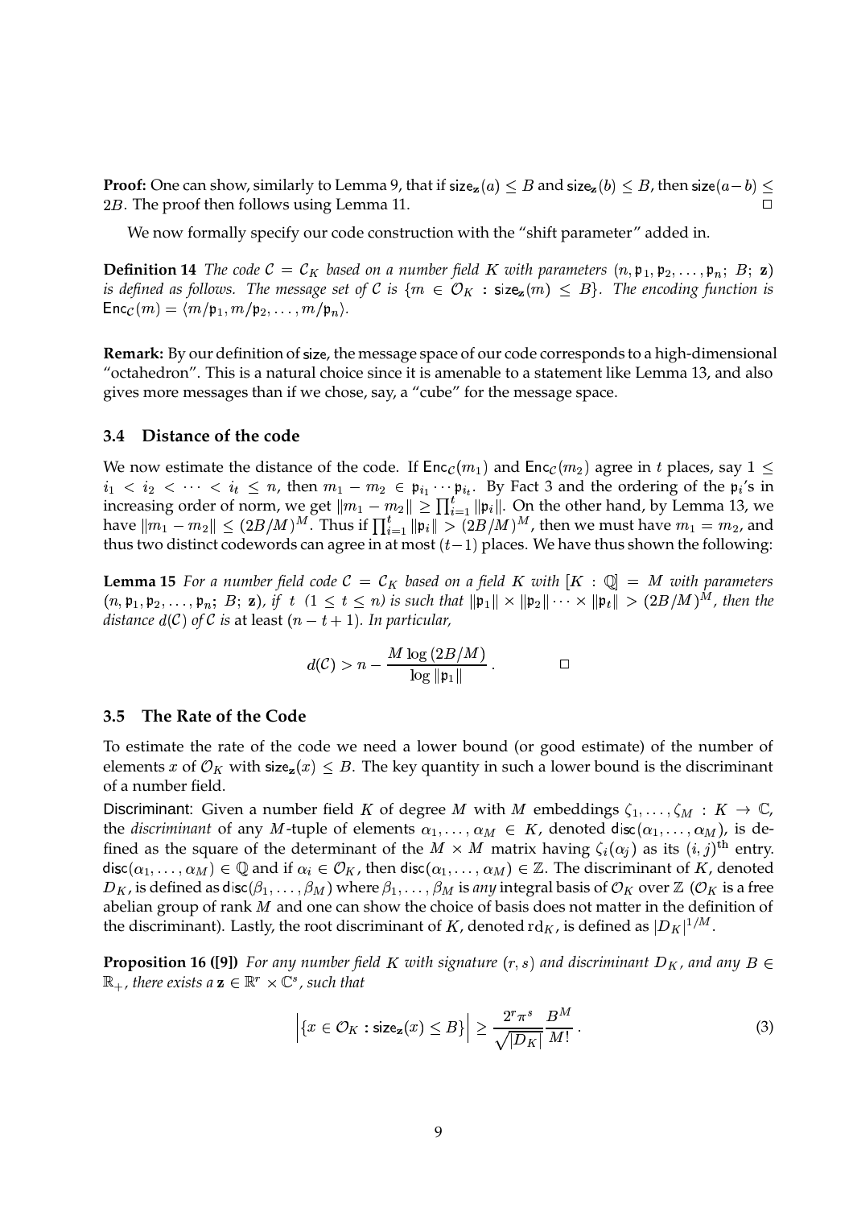**Proof:** One can show, similarly to Lemma 9, that if $\mathsf{size}_{\mathbf{z}}(a) \leq B$ and $\mathsf{size}_{\mathbf{z}}(b) \leq B$, then $\mathsf{size}(a-b) \leq 2B$. The proof then follows using Lemma 11. $\square$

We now formally specify our code construction with the "shift parameter" added in.

**Definition 14** *The code $\mathcal{C} = \mathcal{C}_K$ based on a number field $K$ with parameters $(n, \mathfrak{p}_1, \mathfrak{p}_2, \ldots, \mathfrak{p}_n;\ B;\ \mathbf{z})$ is defined as follows. The message set of $\mathcal{C}$ is $\{m \in \mathcal{O}_K : \mathsf{size}_{\mathbf{z}}(m) \leq B\}$. The encoding function is $\mathsf{Enc}_{\mathcal{C}}(m) = \langle m/\mathfrak{p}_1, m/\mathfrak{p}_2, \ldots, m/\mathfrak{p}_n \rangle$.*

**Remark:** By our definition of $\mathsf{size}$, the message space of our code corresponds to a high-dimensional "octahedron". This is a natural choice since it is amenable to a statement like Lemma 13, and also gives more messages than if we chose, say, a "cube" for the message space.

### 3.4 Distance of the code

We now estimate the distance of the code. If $\mathsf{Enc}_{\mathcal{C}}(m_1)$ and $\mathsf{Enc}_{\mathcal{C}}(m_2)$ agree in $t$ places, say $1 \leq i_1 < i_2 < \cdots < i_t \leq n$, then $m_1 - m_2 \in \mathfrak{p}_{i_1} \cdots \mathfrak{p}_{i_t}$. By Fact 3 and the ordering of the $\mathfrak{p}_i$'s in increasing order of norm, we get $\|m_1 - m_2\| \geq \prod_{i=1}^{t} \|\mathfrak{p}_i\|$. On the other hand, by Lemma 13, we have $\|m_1 - m_2\| \leq (2B/M)^M$. Thus if $\prod_{i=1}^{t} \|\mathfrak{p}_i\| > (2B/M)^M$, then we must have $m_1 = m_2$, and thus two distinct codewords can agree in at most $(t-1)$ places. We have thus shown the following:

**Lemma 15** *For a number field code $\mathcal{C} = \mathcal{C}_K$ based on a field $K$ with $[K : \mathbb{Q}] = M$ with parameters $(n, \mathfrak{p}_1, \mathfrak{p}_2, \ldots, \mathfrak{p}_n;\ B;\ \mathbf{z})$, if $t$ $(1 \leq t \leq n)$ is such that $\|\mathfrak{p}_1\| \times \|\mathfrak{p}_2\| \cdots \times \|\mathfrak{p}_t\| > (2B/M)^M$, then the distance $d(\mathcal{C})$ of $\mathcal{C}$ is* at least *$(n - t + 1)$. In particular,*

$$d(\mathcal{C}) > n - \frac{M \log(2B/M)}{\log \|\mathfrak{p}_1\|}. \qquad \square$$

### 3.5 The Rate of the Code

To estimate the rate of the code we need a lower bound (or good estimate) of the number of elements $x$ of $\mathcal{O}_K$ with $\mathsf{size}_{\mathbf{z}}(x) \leq B$. The key quantity in such a lower bound is the discriminant of a number field.

Discriminant: Given a number field $K$ of degree $M$ with $M$ embeddings $\zeta_1, \ldots, \zeta_M : K \to \mathbb{C}$, the *discriminant* of any $M$-tuple of elements $\alpha_1, \ldots, \alpha_M \in K$, denoted $\mathsf{disc}(\alpha_1, \ldots, \alpha_M)$, is defined as the square of the determinant of the $M \times M$ matrix having $\zeta_i(\alpha_j)$ as its $(i,j)^{\text{th}}$ entry. $\mathsf{disc}(\alpha_1, \ldots, \alpha_M) \in \mathbb{Q}$ and if $\alpha_i \in \mathcal{O}_K$, then $\mathsf{disc}(\alpha_1, \ldots, \alpha_M) \in \mathbb{Z}$. The discriminant of $K$, denoted $D_K$, is defined as $\mathsf{disc}(\beta_1, \ldots, \beta_M)$ where $\beta_1, \ldots, \beta_M$ is *any* integral basis of $\mathcal{O}_K$ over $\mathbb{Z}$ ($\mathcal{O}_K$ is a free abelian group of rank $M$ and one can show the choice of basis does not matter in the definition of the discriminant). Lastly, the root discriminant of $K$, denoted $\mathrm{rd}_K$, is defined as $|D_K|^{1/M}$.

**Proposition 16 ([9])** *For any number field $K$ with signature $(r, s)$ and discriminant $D_K$, and any $B \in \mathbb{R}_+$, there exists a $\mathbf{z} \in \mathbb{R}^r \times \mathbb{C}^s$, such that*

$$\Big|\{x \in \mathcal{O}_K : \mathsf{size}_{\mathbf{z}}(x) \leq B\}\Big| \geq \frac{2^r \pi^s}{\sqrt{|D_K|}} \frac{B^M}{M!}. \tag{3}$$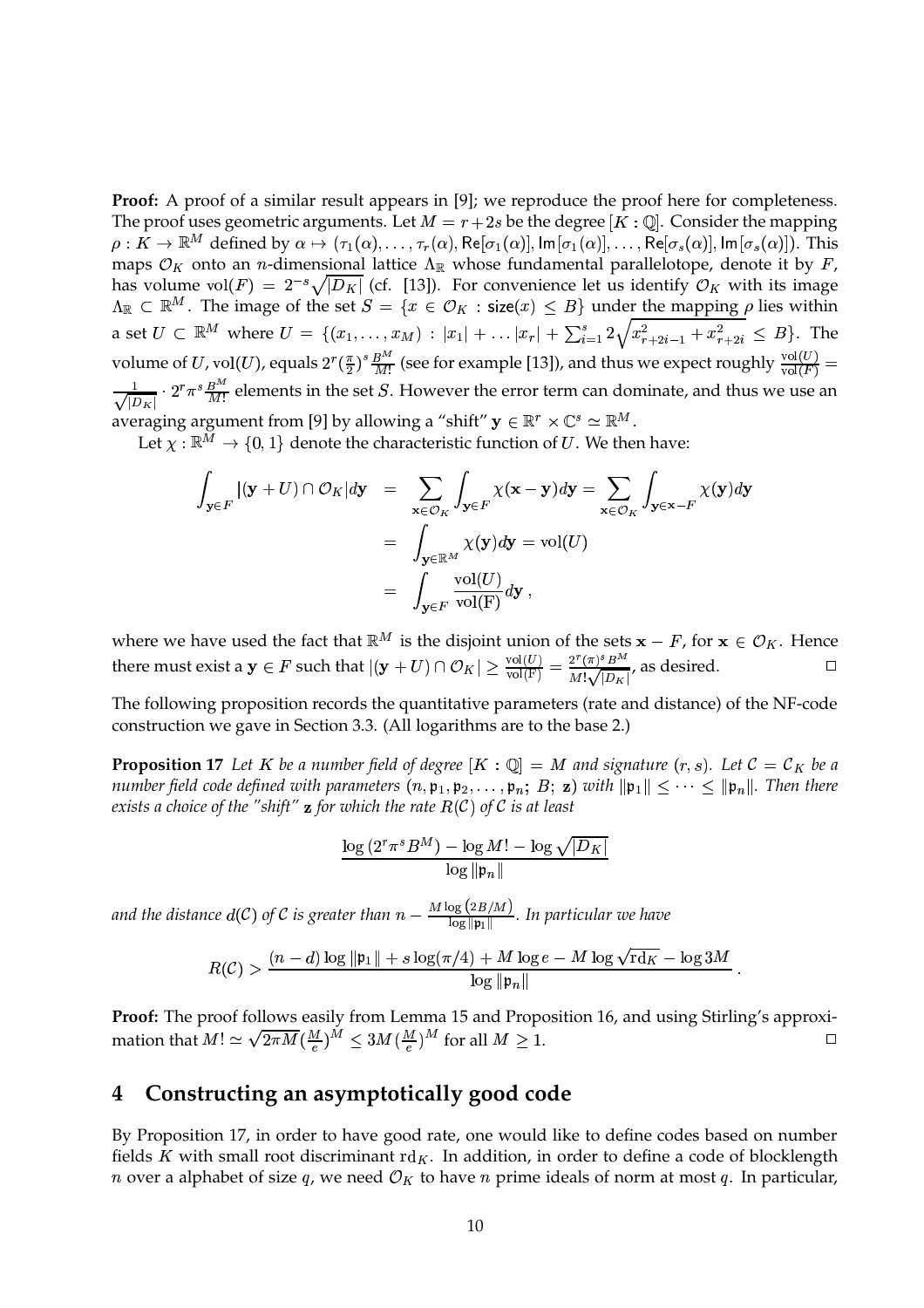**Proof:** A proof of a similar result appears in [9]; we reproduce the proof here for completeness. The proof uses geometric arguments. Let $M = r + 2s$ be the degree $[K : \mathbb{Q}]$. Consider the mapping $\rho : K \to \mathbb{R}^M$ defined by $\alpha \mapsto (\tau_1(\alpha), \ldots, \tau_r(\alpha), \mathsf{Re}[\sigma_1(\alpha)], \mathsf{Im}[\sigma_1(\alpha)], \ldots, \mathsf{Re}[\sigma_s(\alpha)], \mathsf{Im}[\sigma_s(\alpha)])$. This maps $\mathcal{O}_K$ onto an $n$-dimensional lattice $\Lambda_{\mathbb{R}}$ whose fundamental parallelotope, denote it by $F$, has volume $\mathrm{vol}(F) = 2^{-s}\sqrt{|D_K|}$ (cf. [13]). For convenience let us identify $\mathcal{O}_K$ with its image $\Lambda_{\mathbb{R}} \subset \mathbb{R}^M$. The image of the set $S = \{x \in \mathcal{O}_K : \mathsf{size}(x) \leq B\}$ under the mapping $\rho$ lies within a set $U \subset \mathbb{R}^M$ where $U = \{(x_1, \ldots, x_M) : |x_1| + \ldots |x_r| + \sum_{i=1}^{s} 2\sqrt{x_{r+2i-1}^2 + x_{r+2i}^2} \leq B\}$. The volume of $U$, $\mathrm{vol}(U)$, equals $2^r(\frac{\pi}{2})^s \frac{B^M}{M!}$ (see for example [13]), and thus we expect roughly $\frac{\mathrm{vol}(U)}{\mathrm{vol}(F)} = \frac{1}{\sqrt{|D_K|}} \cdot 2^r \pi^s \frac{B^M}{M!}$ elements in the set $S$. However the error term can dominate, and thus we use an averaging argument from [9] by allowing a "shift" $\mathbf{y} \in \mathbb{R}^r \times \mathbb{C}^s \simeq \mathbb{R}^M$.

Let $\chi : \mathbb{R}^M \to \{0, 1\}$ denote the characteristic function of $U$. We then have:

$$
\begin{aligned}
\int_{\mathbf{y} \in F} |(\mathbf{y} + U) \cap \mathcal{O}_K| d\mathbf{y} &= \sum_{\mathbf{x} \in \mathcal{O}_K} \int_{\mathbf{y} \in F} \chi(\mathbf{x} - \mathbf{y}) d\mathbf{y} = \sum_{\mathbf{x} \in \mathcal{O}_K} \int_{\mathbf{y} \in \mathbf{x} - F} \chi(\mathbf{y}) d\mathbf{y} \\
&= \int_{\mathbf{y} \in \mathbb{R}^M} \chi(\mathbf{y}) d\mathbf{y} = \mathrm{vol}(U) \\
&= \int_{\mathbf{y} \in F} \frac{\mathrm{vol}(U)}{\mathrm{vol}(\mathrm{F})} d\mathbf{y} \,,
\end{aligned}
$$

where we have used the fact that $\mathbb{R}^M$ is the disjoint union of the sets $\mathbf{x} - F$, for $\mathbf{x} \in \mathcal{O}_K$. Hence there must exist a $\mathbf{y} \in F$ such that $|(\mathbf{y} + U) \cap \mathcal{O}_K| \geq \frac{\mathrm{vol}(U)}{\mathrm{vol}(\mathrm{F})} = \frac{2^r(\pi)^s B^M}{M!\sqrt{|D_K|}}$, as desired. $\square$

The following proposition records the quantitative parameters (rate and distance) of the NF-code construction we gave in Section 3.3. (All logarithms are to the base 2.)

**Proposition 17** *Let $K$ be a number field of degree $[K : \mathbb{Q}] = M$ and signature $(r, s)$. Let $\mathcal{C} = \mathcal{C}_K$ be a number field code defined with parameters $(n, \mathfrak{p}_1, \mathfrak{p}_2, \ldots, \mathfrak{p}_n;\ B;\ \mathbf{z})$ with $\|\mathfrak{p}_1\| \leq \cdots \leq \|\mathfrak{p}_n\|$. Then there exists a choice of the "shift" $\mathbf{z}$ for which the rate $R(\mathcal{C})$ of $\mathcal{C}$ is at least*

$$\frac{\log\left(2^r \pi^s B^M\right) - \log M! - \log\sqrt{|D_K|}}{\log \|\mathfrak{p}_n\|}$$

*and the distance $d(\mathcal{C})$ of $\mathcal{C}$ is greater than $n - \frac{M \log\left(2B/M\right)}{\log \|\mathfrak{p}_1\|}$. In particular we have*

$$R(\mathcal{C}) > \frac{(n-d)\log\|\mathfrak{p}_1\| + s\log(\pi/4) + M\log e - M\log\sqrt{\mathrm{rd}_K} - \log 3M}{\log\|\mathfrak{p}_n\|} \,.$$

**Proof:** The proof follows easily from Lemma 15 and Proposition 16, and using Stirling's approximation that $M! \simeq \sqrt{2\pi M}(\frac{M}{e})^M \leq 3M(\frac{M}{e})^M$ for all $M \geq 1$. $\square$

# 4 Constructing an asymptotically good code

By Proposition 17, in order to have good rate, one would like to define codes based on number fields $K$ with small root discriminant $\mathrm{rd}_K$. In addition, in order to define a code of blocklength $n$ over a alphabet of size $q$, we need $\mathcal{O}_K$ to have $n$ prime ideals of norm at most $q$. In particular,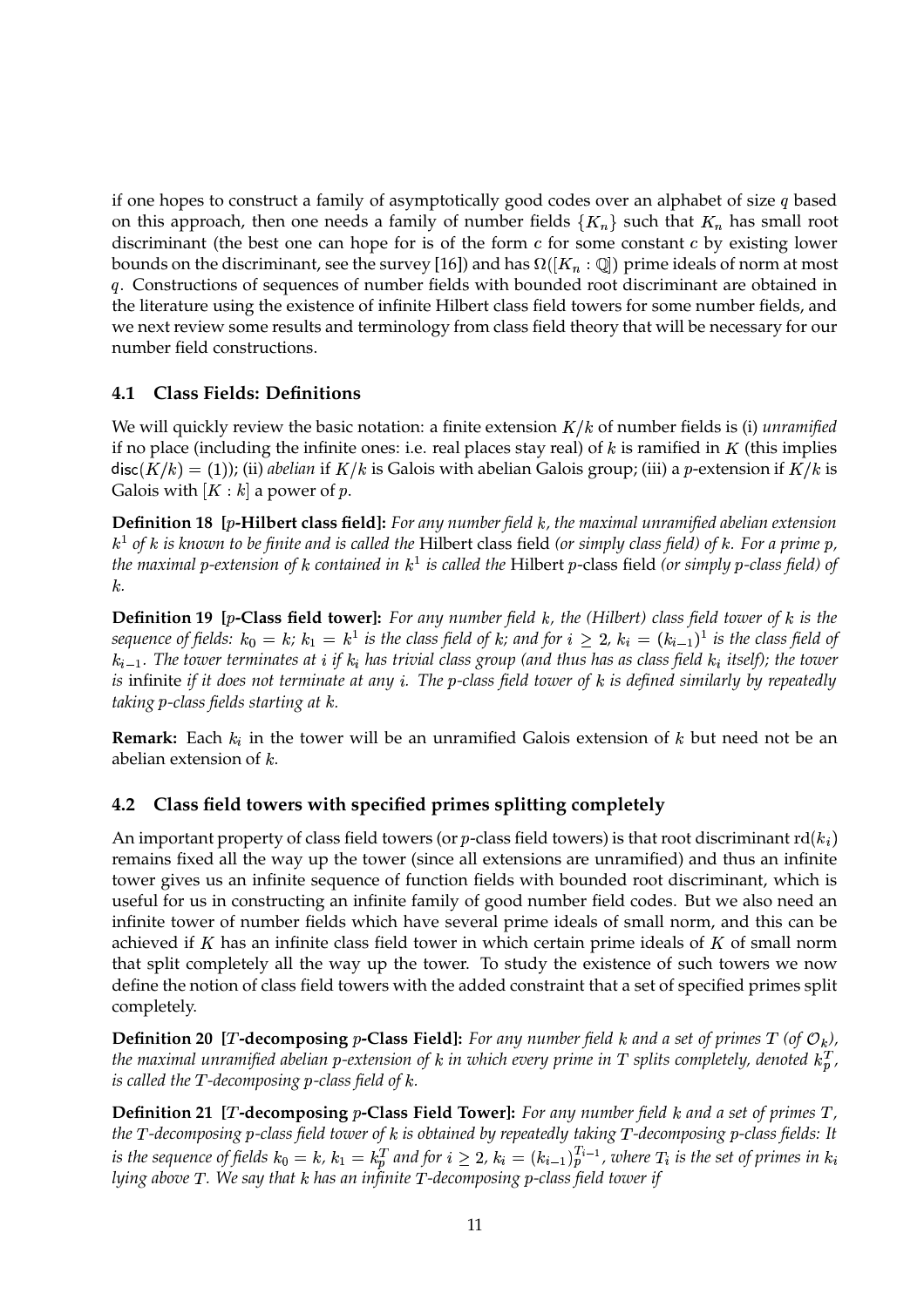if one hopes to construct a family of asymptotically good codes over an alphabet of size $q$ based on this approach, then one needs a family of number fields $\{K_n\}$ such that $K_n$ has small root discriminant (the best one can hope for is of the form $c$ for some constant $c$ by existing lower bounds on the discriminant, see the survey [16]) and has $\Omega([K_n : \mathbb{Q}])$ prime ideals of norm at most $q$. Constructions of sequences of number fields with bounded root discriminant are obtained in the literature using the existence of infinite Hilbert class field towers for some number fields, and we next review some results and terminology from class field theory that will be necessary for our number field constructions.

### 4.1 Class Fields: Definitions

We will quickly review the basic notation: a finite extension $K/k$ of number fields is (i) *unramified* if no place (including the infinite ones: i.e. real places stay real) of $k$ is ramified in $K$ (this implies $\mathsf{disc}(K/k) = (1)$); (ii) *abelian* if $K/k$ is Galois with abelian Galois group; (iii) a $p$-extension if $K/k$ is Galois with $[K : k]$ a power of $p$.

**Definition 18 [$p$-Hilbert class field]:** *For any number field $k$, the maximal unramified abelian extension $k^1$ of $k$ is known to be finite and is called the* Hilbert class field *(or simply class field) of $k$. For a prime $p$, the maximal $p$-extension of $k$ contained in $k^1$ is called the* Hilbert $p$-class field *(or simply $p$-class field) of $k$.*

**Definition 19 [$p$-Class field tower]:** *For any number field $k$, the (Hilbert) class field tower of $k$ is the sequence of fields: $k_0 = k$; $k_1 = k^1$ is the class field of $k$; and for $i \geq 2$, $k_i = (k_{i-1})^1$ is the class field of $k_{i-1}$. The tower terminates at $i$ if $k_i$ has trivial class group (and thus has as class field $k_i$ itself); the tower is* infinite *if it does not terminate at any $i$. The $p$-class field tower of $k$ is defined similarly by repeatedly taking $p$-class fields starting at $k$.*

**Remark:** Each $k_i$ in the tower will be an unramified Galois extension of $k$ but need not be an abelian extension of $k$.

### 4.2 Class field towers with specified primes splitting completely

An important property of class field towers (or $p$-class field towers) is that root discriminant $\mathrm{rd}(k_i)$ remains fixed all the way up the tower (since all extensions are unramified) and thus an infinite tower gives us an infinite sequence of function fields with bounded root discriminant, which is useful for us in constructing an infinite family of good number field codes. But we also need an infinite tower of number fields which have several prime ideals of small norm, and this can be achieved if $K$ has an infinite class field tower in which certain prime ideals of $K$ of small norm that split completely all the way up the tower. To study the existence of such towers we now define the notion of class field towers with the added constraint that a set of specified primes split completely.

**Definition 20 [$T$-decomposing $p$-Class Field]:** *For any number field $k$ and a set of primes $T$ (of $\mathcal{O}_k$), the maximal unramified abelian $p$-extension of $k$ in which every prime in $T$ splits completely, denoted $k_p^T$, is called the $T$-decomposing $p$-class field of $k$.*

**Definition 21 [$T$-decomposing $p$-Class Field Tower]:** *For any number field $k$ and a set of primes $T$, the $T$-decomposing $p$-class field tower of $k$ is obtained by repeatedly taking $T$-decomposing $p$-class fields: It is the sequence of fields $k_0 = k$, $k_1 = k_p^T$ and for $i \geq 2$, $k_i = (k_{i-1})_p^{T_{i-1}}$, where $T_i$ is the set of primes in $k_i$ lying above $T$. We say that $k$ has an infinite $T$-decomposing $p$-class field tower if*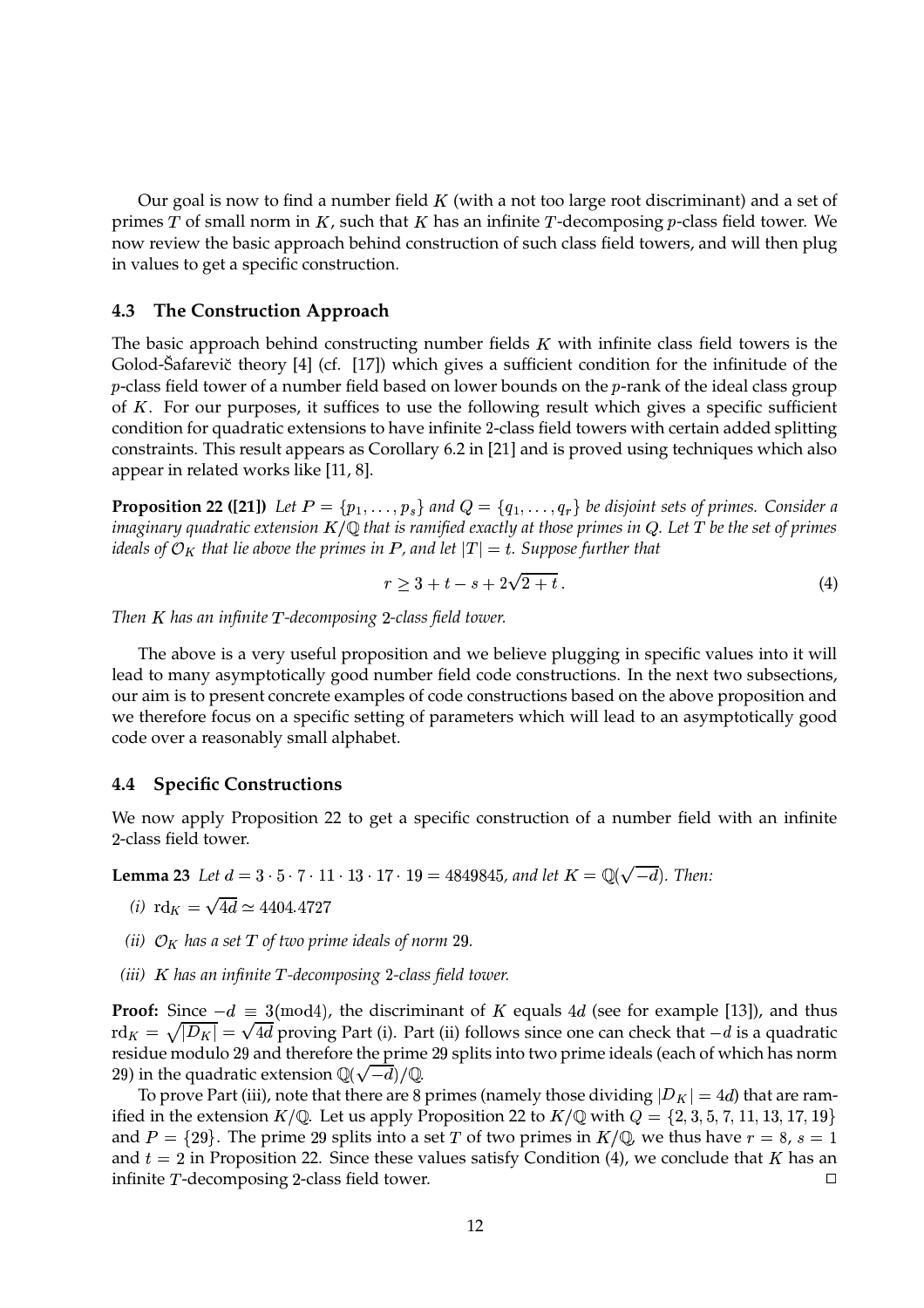Our goal is now to find a number field $K$ (with a not too large root discriminant) and a set of primes $T$ of small norm in $K$, such that $K$ has an infinite $T$-decomposing $p$-class field tower. We now review the basic approach behind construction of such class field towers, and will then plug in values to get a specific construction.

### 4.3 The Construction Approach

The basic approach behind constructing number fields $K$ with infinite class field towers is the Golod-Šafarevič theory [4] (cf. [17]) which gives a sufficient condition for the infinitude of the $p$-class field tower of a number field based on lower bounds on the $p$-rank of the ideal class group of $K$. For our purposes, it suffices to use the following result which gives a specific sufficient condition for quadratic extensions to have infinite 2-class field towers with certain added splitting constraints. This result appears as Corollary 6.2 in [21] and is proved using techniques which also appear in related works like [11, 8].

**Proposition 22 ([21])** *Let $P = \{p_1, \ldots, p_s\}$ and $Q = \{q_1, \ldots, q_r\}$ be disjoint sets of primes. Consider a imaginary quadratic extension $K/\mathbb{Q}$ that is ramified exactly at those primes in $Q$. Let $T$ be the set of primes ideals of $\mathcal{O}_K$ that lie above the primes in $P$, and let $|T| = t$. Suppose further that*

$$r \geq 3 + t - s + 2\sqrt{2+t}\,. \tag{4}$$

*Then $K$ has an infinite $T$-decomposing 2-class field tower.*

The above is a very useful proposition and we believe plugging in specific values into it will lead to many asymptotically good number field code constructions. In the next two subsections, our aim is to present concrete examples of code constructions based on the above proposition and we therefore focus on a specific setting of parameters which will lead to an asymptotically good code over a reasonably small alphabet.

### 4.4 Specific Constructions

We now apply Proposition 22 to get a specific construction of a number field with an infinite 2-class field tower.

**Lemma 23** *Let $d = 3 \cdot 5 \cdot 7 \cdot 11 \cdot 13 \cdot 17 \cdot 19 = 4849845$, and let $K = \mathbb{Q}(\sqrt{-d})$. Then:*

- *(i)* $\mathrm{rd}_K = \sqrt{4d} \simeq 4404.4727$
- *(ii) $\mathcal{O}_K$ has a set $T$ of two prime ideals of norm 29.*
- *(iii) $K$ has an infinite $T$-decomposing 2-class field tower.*

**Proof:** Since $-d \equiv 3 (\mathrm{mod} 4)$, the discriminant of $K$ equals $4d$ (see for example [13]), and thus $\mathrm{rd}_K = \sqrt{|D_K|} = \sqrt{4d}$ proving Part (i). Part (ii) follows since one can check that $-d$ is a quadratic residue modulo 29 and therefore the prime 29 splits into two prime ideals (each of which has norm 29) in the quadratic extension $\mathbb{Q}(\sqrt{-d})/\mathbb{Q}$.

To prove Part (iii), note that there are 8 primes (namely those dividing $|D_K| = 4d$) that are ramified in the extension $K/\mathbb{Q}$. Let us apply Proposition 22 to $K/\mathbb{Q}$ with $Q = \{2, 3, 5, 7, 11, 13, 17, 19\}$ and $P = \{29\}$. The prime 29 splits into a set $T$ of two primes in $K/\mathbb{Q}$, we thus have $r = 8$, $s = 1$ and $t = 2$ in Proposition 22. Since these values satisfy Condition (4), we conclude that $K$ has an infinite $T$-decomposing 2-class field tower. $\square$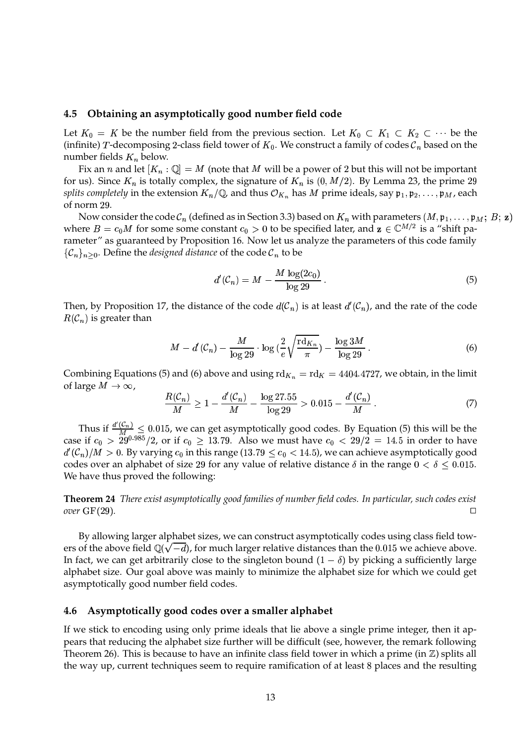### 4.5 Obtaining an asymptotically good number field code

Let $K_0 = K$ be the number field from the previous section. Let $K_0 \subset K_1 \subset K_2 \subset \cdots$ be the (infinite) $T$-decomposing 2-class field tower of $K_0$. We construct a family of codes $\mathcal{C}_n$ based on the number fields $K_n$ below.

Fix an $n$ and let $[K_n : \mathbb{Q}] = M$ (note that $M$ will be a power of 2 but this will not be important for us). Since $K_n$ is totally complex, the signature of $K_n$ is $(0, M/2)$. By Lemma 23, the prime 29 *splits completely* in the extension $K_n/\mathbb{Q}$, and thus $\mathcal{O}_{K_n}$ has $M$ prime ideals, say $\mathfrak{p}_1, \mathfrak{p}_2, \ldots, \mathfrak{p}_M$, each of norm 29.

Now consider the code $\mathcal{C}_n$ (defined as in Section 3.3) based on $K_n$ with parameters $(M, \mathfrak{p}_1, \ldots, \mathfrak{p}_M;\ B;\ \mathbf{z})$ where $B = c_0 M$ for some some constant $c_0 > 0$ to be specified later, and $\mathbf{z} \in \mathbb{C}^{M/2}$ is a "shift parameter" as guaranteed by Proposition 16. Now let us analyze the parameters of this code family $\{\mathcal{C}_n\}_{n \geq 0}$. Define the *designed distance* of the code $\mathcal{C}_n$ to be

$$d'(\mathcal{C}_n) = M - \frac{M \log(2c_0)}{\log 29} \,. \tag{5}$$

Then, by Proposition 17, the distance of the code $d(\mathcal{C}_n)$ is at least $d'(\mathcal{C}_n)$, and the rate of the code $R(\mathcal{C}_n)$ is greater than

$$M - d'(\mathcal{C}_n) - \frac{M}{\log 29} \cdot \log\left(\frac{2}{e}\sqrt{\frac{\mathrm{rd}_{K_n}}{\pi}}\right) - \frac{\log 3M}{\log 29} \,. \tag{6}$$

Combining Equations (5) and (6) above and using $\mathrm{rd}_{K_n} = \mathrm{rd}_K = 4404.4727$, we obtain, in the limit of large $M \to \infty$,

$$\frac{R(\mathcal{C}_n)}{M} \geq 1 - \frac{d'(\mathcal{C}_n)}{M} - \frac{\log 27.55}{\log 29} > 0.015 - \frac{d'(\mathcal{C}_n)}{M} \,. \tag{7}$$

Thus if $\frac{d'(\mathcal{C}_n)}{M} \leq 0.015$, we can get asymptotically good codes. By Equation (5) this will be the case if $c_0 > 29^{0.985}/2$, or if $c_0 \geq 13.79$. Also we must have $c_0 < 29/2 = 14.5$ in order to have $d'(\mathcal{C}_n)/M > 0$. By varying $c_0$ in this range ($13.79 \leq c_0 < 14.5$), we can achieve asymptotically good codes over an alphabet of size 29 for any value of relative distance $\delta$ in the range $0 < \delta \leq 0.015$. We have thus proved the following:

**Theorem 24** *There exist asymptotically good families of number field codes. In particular, such codes exist over* $\mathrm{GF}(29)$. □

By allowing larger alphabet sizes, we can construct asymptotically codes using class field towers of the above field $\mathbb{Q}(\sqrt{-d})$, for much larger relative distances than the 0.015 we achieve above. In fact, we can get arbitrarily close to the singleton bound $(1 - \delta)$ by picking a sufficiently large alphabet size. Our goal above was mainly to minimize the alphabet size for which we could get asymptotically good number field codes.

### 4.6 Asymptotically good codes over a smaller alphabet

If we stick to encoding using only prime ideals that lie above a single prime integer, then it appears that reducing the alphabet size further will be difficult (see, however, the remark following Theorem 26). This is because to have an infinite class field tower in which a prime (in $\mathbb{Z}$) splits all the way up, current techniques seem to require ramification of at least 8 places and the resulting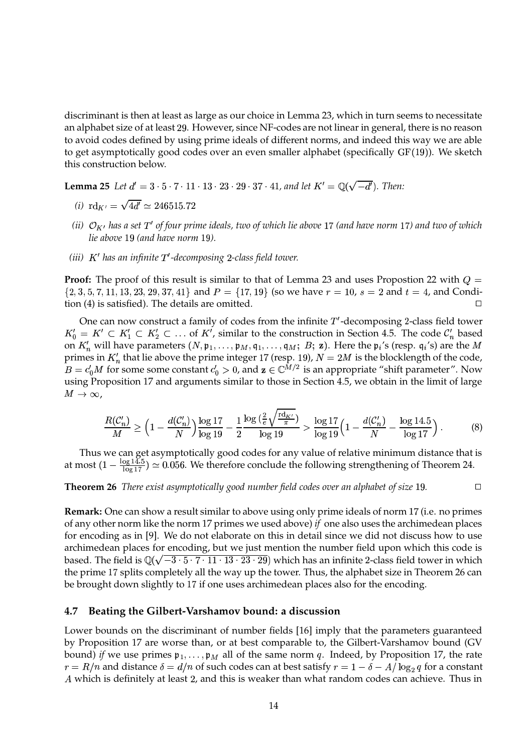discriminant is then at least as large as our choice in Lemma 23, which in turn seems to necessitate an alphabet size of at least 29. However, since NF-codes are not linear in general, there is no reason to avoid codes defined by using prime ideals of different norms, and indeed this way we are able to get asymptotically good codes over an even smaller alphabet (specifically GF(19)). We sketch this construction below.

**Lemma 25** *Let $d' = 3 \cdot 5 \cdot 7 \cdot 11 \cdot 13 \cdot 23 \cdot 29 \cdot 37 \cdot 41$, and let $K' = \mathbb{Q}(\sqrt{-d'})$. Then:*

*(i)* $\mathrm{rd}_{K'} = \sqrt{4d'} \simeq 246515.72$

*(ii)* $\mathcal{O}_{K'}$ *has a set $T'$ of four prime ideals, two of which lie above 17 (and have norm 17) and two of which lie above 19 (and have norm 19).*

*(iii)* $K'$ *has an infinite $T'$-decomposing 2-class field tower.*

**Proof:** The proof of this result is similar to that of Lemma 23 and uses Propostion 22 with $Q = \{2, 3, 5, 7, 11, 13, 23, 29, 37, 41\}$ and $P = \{17, 19\}$ (so we have $r = 10$, $s = 2$ and $t = 4$, and Condition (4) is satisfied). The details are omitted. □

One can now construct a family of codes from the infinite $T'$-decomposing 2-class field tower $K'_0 = K' \subset K'_1 \subset K'_2 \subset \ldots$ of $K'$, similar to the construction in Section 4.5. The code $\mathcal{C}'_n$ based on $K'_n$ will have parameters $(N, \mathfrak{p}_1, \ldots, \mathfrak{p}_M, \mathfrak{q}_1, \ldots, \mathfrak{q}_M;\ B;\ \mathbf{z})$. Here the $\mathfrak{p}_i$'s (resp. $\mathfrak{q}_i$'s) are the $M$ primes in $K'_n$ that lie above the prime integer 17 (resp. 19), $N = 2M$ is the blocklength of the code, $B = c'_0 M$ for some some constant $c'_0 > 0$, and $\mathbf{z} \in \mathbb{C}^{M/2}$ is an appropriate "shift parameter". Now using Proposition 17 and arguments similar to those in Section 4.5, we obtain in the limit of large $M \to \infty$,

$$\frac{R(\mathcal{C}'_n)}{M} \geq \Big(1 - \frac{d(\mathcal{C}'_n)}{N}\Big)\frac{\log 17}{\log 19} - \frac{1}{2}\frac{\log\big(\frac{2}{e}\sqrt{\frac{\mathrm{rd}_{K'}}{\pi}}\big)}{\log 19} > \frac{\log 17}{\log 19}\Big(1 - \frac{d(\mathcal{C}'_n)}{N} - \frac{\log 14.5}{\log 17}\Big)\,. \tag{8}$$

Thus we can get asymptotically good codes for any value of relative minimum distance that is at most $(1 - \frac{\log 14.5}{\log 17}) \simeq 0.056$. We therefore conclude the following strengthening of Theorem 24.

**Theorem 26** *There exist asymptotically good number field codes over an alphabet of size 19.* □

**Remark:** One can show a result similar to above using only prime ideals of norm 17 (i.e. no primes of any other norm like the norm 17 primes we used above) *if* one also uses the archimedean places for encoding as in [9]. We do not elaborate on this in detail since we did not discuss how to use archimedean places for encoding, but we just mention the number field upon which this code is based. The field is $\mathbb{Q}(\sqrt{-3 \cdot 5 \cdot 7 \cdot 11 \cdot 13 \cdot 23 \cdot 29})$ which has an infinite 2-class field tower in which the prime 17 splits completely all the way up the tower. Thus, the alphabet size in Theorem 26 can be brought down slightly to 17 if one uses archimedean places also for the encoding.

### 4.7 Beating the Gilbert-Varshamov bound: a discussion

Lower bounds on the discriminant of number fields [16] imply that the parameters guaranteed by Proposition 17 are worse than, or at best comparable to, the Gilbert-Varshamov bound (GV bound) *if* we use primes $\mathfrak{p}_1, \ldots, \mathfrak{p}_M$ all of the same norm $q$. Indeed, by Proposition 17, the rate $r = R/n$ and distance $\delta = d/n$ of such codes can at best satisfy $r = 1 - \delta - A/\log_2 q$ for a constant $A$ which is definitely at least 2, and this is weaker than what random codes can achieve. Thus in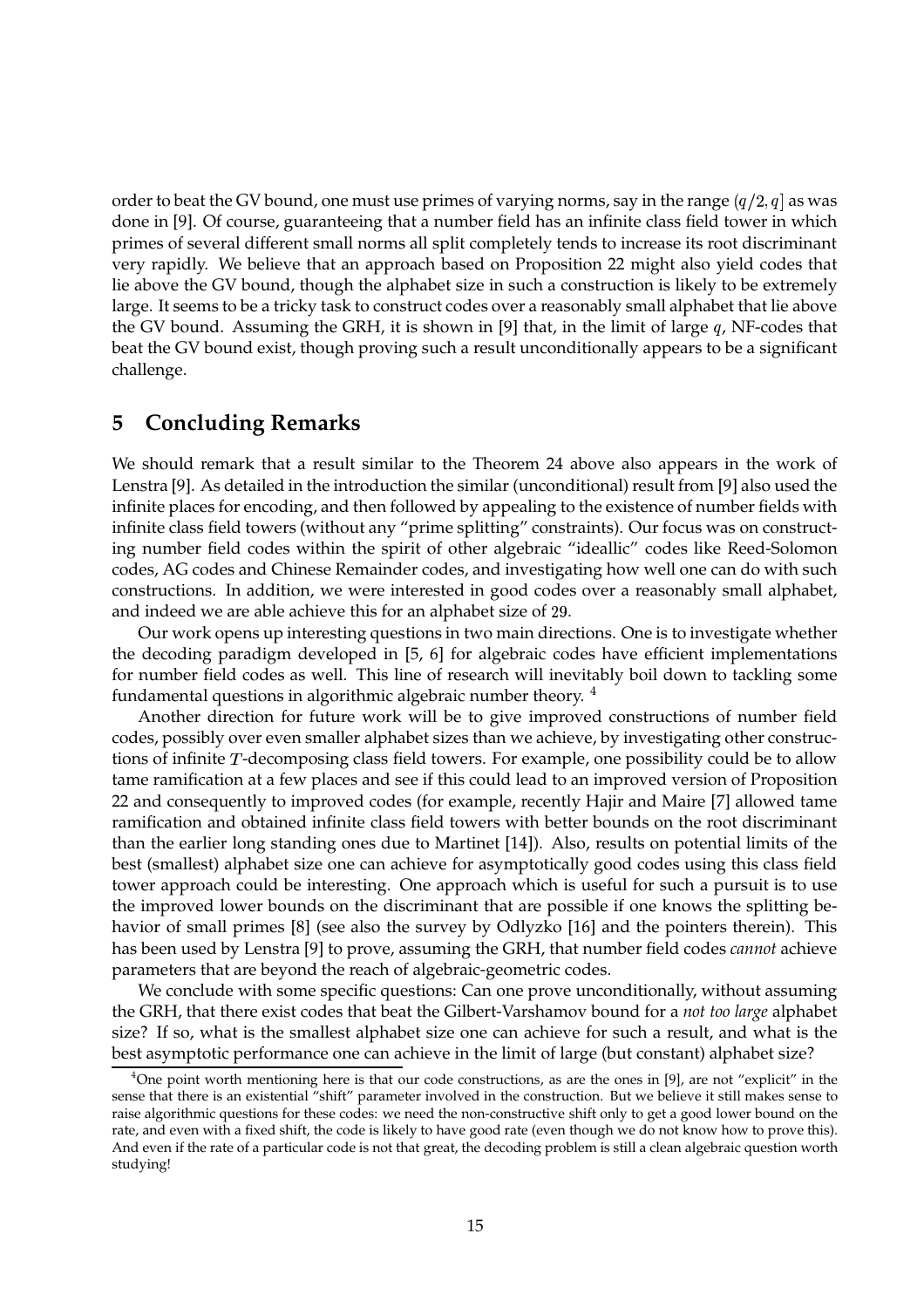order to beat the GV bound, one must use primes of varying norms, say in the range $(q/2, q]$ as was done in [9]. Of course, guaranteeing that a number field has an infinite class field tower in which primes of several different small norms all split completely tends to increase its root discriminant very rapidly. We believe that an approach based on Proposition 22 might also yield codes that lie above the GV bound, though the alphabet size in such a construction is likely to be extremely large. It seems to be a tricky task to construct codes over a reasonably small alphabet that lie above the GV bound. Assuming the GRH, it is shown in [9] that, in the limit of large $q$, NF-codes that beat the GV bound exist, though proving such a result unconditionally appears to be a significant challenge.

## 5 Concluding Remarks

We should remark that a result similar to the Theorem 24 above also appears in the work of Lenstra [9]. As detailed in the introduction the similar (unconditional) result from [9] also used the infinite places for encoding, and then followed by appealing to the existence of number fields with infinite class field towers (without any "prime splitting" constraints). Our focus was on constructing number field codes within the spirit of other algebraic "ideallic" codes like Reed-Solomon codes, AG codes and Chinese Remainder codes, and investigating how well one can do with such constructions. In addition, we were interested in good codes over a reasonably small alphabet, and indeed we are able achieve this for an alphabet size of 29.

Our work opens up interesting questions in two main directions. One is to investigate whether the decoding paradigm developed in [5, 6] for algebraic codes have efficient implementations for number field codes as well. This line of research will inevitably boil down to tackling some fundamental questions in algorithmic algebraic number theory. [4]

Another direction for future work will be to give improved constructions of number field codes, possibly over even smaller alphabet sizes than we achieve, by investigating other constructions of infinite $T$-decomposing class field towers. For example, one possibility could be to allow tame ramification at a few places and see if this could lead to an improved version of Proposition 22 and consequently to improved codes (for example, recently Hajir and Maire [7] allowed tame ramification and obtained infinite class field towers with better bounds on the root discriminant than the earlier long standing ones due to Martinet [14]). Also, results on potential limits of the best (smallest) alphabet size one can achieve for asymptotically good codes using this class field tower approach could be interesting. One approach which is useful for such a pursuit is to use the improved lower bounds on the discriminant that are possible if one knows the splitting behavior of small primes [8] (see also the survey by Odlyzko [16] and the pointers therein). This has been used by Lenstra [9] to prove, assuming the GRH, that number field codes *cannot* achieve parameters that are beyond the reach of algebraic-geometric codes.

We conclude with some specific questions: Can one prove unconditionally, without assuming the GRH, that there exist codes that beat the Gilbert-Varshamov bound for a *not too large* alphabet size? If so, what is the smallest alphabet size one can achieve for such a result, and what is the best asymptotic performance one can achieve in the limit of large (but constant) alphabet size?

[4] One point worth mentioning here is that our code constructions, as are the ones in [9], are not "explicit" in the sense that there is an existential "shift" parameter involved in the construction. But we believe it still makes sense to raise algorithmic questions for these codes: we need the non-constructive shift only to get a good lower bound on the rate, and even with a fixed shift, the code is likely to have good rate (even though we do not know how to prove this). And even if the rate of a particular code is not that great, the decoding problem is still a clean algebraic question worth studying!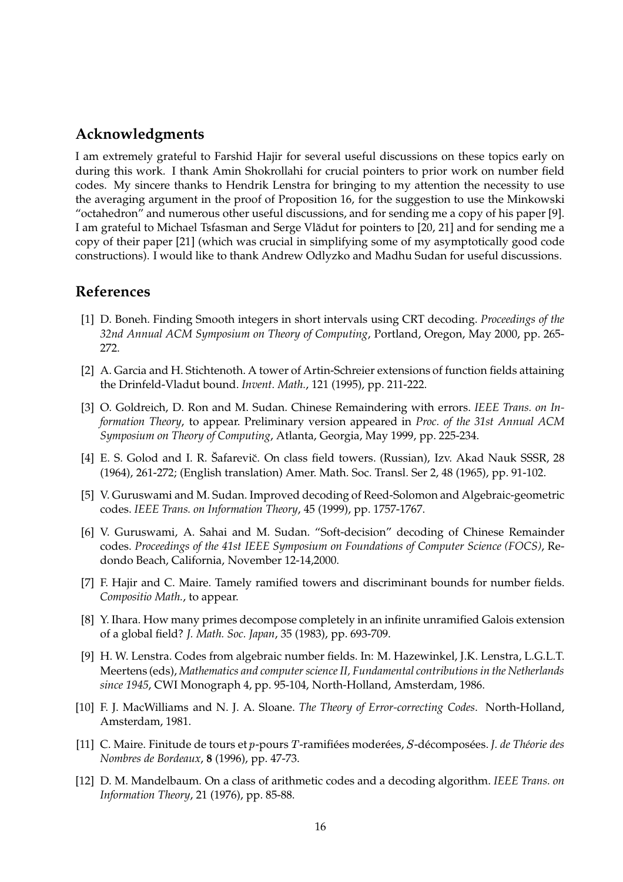## Acknowledgments

I am extremely grateful to Farshid Hajir for several useful discussions on these topics early on during this work. I thank Amin Shokrollahi for crucial pointers to prior work on number field codes. My sincere thanks to Hendrik Lenstra for bringing to my attention the necessity to use the averaging argument in the proof of Proposition 16, for the suggestion to use the Minkowski "octahedron" and numerous other useful discussions, and for sending me a copy of his paper [9]. I am grateful to Michael Tsfasman and Serge Vlădut for pointers to [20, 21] and for sending me a copy of their paper [21] (which was crucial in simplifying some of my asymptotically good code constructions). I would like to thank Andrew Odlyzko and Madhu Sudan for useful discussions.

## References

[1] D. Boneh. Finding Smooth integers in short intervals using CRT decoding. *Proceedings of the 32nd Annual ACM Symposium on Theory of Computing*, Portland, Oregon, May 2000, pp. 265-272.

[2] A. Garcia and H. Stichtenoth. A tower of Artin-Schreier extensions of function fields attaining the Drinfeld-Vladut bound. *Invent. Math.*, 121 (1995), pp. 211-222.

[3] O. Goldreich, D. Ron and M. Sudan. Chinese Remaindering with errors. *IEEE Trans. on Information Theory*, to appear. Preliminary version appeared in *Proc. of the 31st Annual ACM Symposium on Theory of Computing*, Atlanta, Georgia, May 1999, pp. 225-234.

[4] E. S. Golod and I. R. Šafarevič. On class field towers. (Russian), Izv. Akad Nauk SSSR, 28 (1964), 261-272; (English translation) Amer. Math. Soc. Transl. Ser 2, 48 (1965), pp. 91-102.

[5] V. Guruswami and M. Sudan. Improved decoding of Reed-Solomon and Algebraic-geometric codes. *IEEE Trans. on Information Theory*, 45 (1999), pp. 1757-1767.

[6] V. Guruswami, A. Sahai and M. Sudan. "Soft-decision" decoding of Chinese Remainder codes. *Proceedings of the 41st IEEE Symposium on Foundations of Computer Science (FOCS)*, Redondo Beach, California, November 12-14,2000.

[7] F. Hajir and C. Maire. Tamely ramified towers and discriminant bounds for number fields. *Compositio Math.*, to appear.

[8] Y. Ihara. How many primes decompose completely in an infinite unramified Galois extension of a global field? *J. Math. Soc. Japan*, 35 (1983), pp. 693-709.

[9] H. W. Lenstra. Codes from algebraic number fields. In: M. Hazewinkel, J.K. Lenstra, L.G.L.T. Meertens (eds), *Mathematics and computer science II, Fundamental contributions in the Netherlands since 1945*, CWI Monograph 4, pp. 95-104, North-Holland, Amsterdam, 1986.

[10] F. J. MacWilliams and N. J. A. Sloane. *The Theory of Error-correcting Codes*. North-Holland, Amsterdam, 1981.

[11] C. Maire. Finitude de tours et $p$-pours $T$-ramifiées moderées, $S$-décomposées. *J. de Théorie des Nombres de Bordeaux*, **8** (1996), pp. 47-73.

[12] D. M. Mandelbaum. On a class of arithmetic codes and a decoding algorithm. *IEEE Trans. on Information Theory*, 21 (1976), pp. 85-88.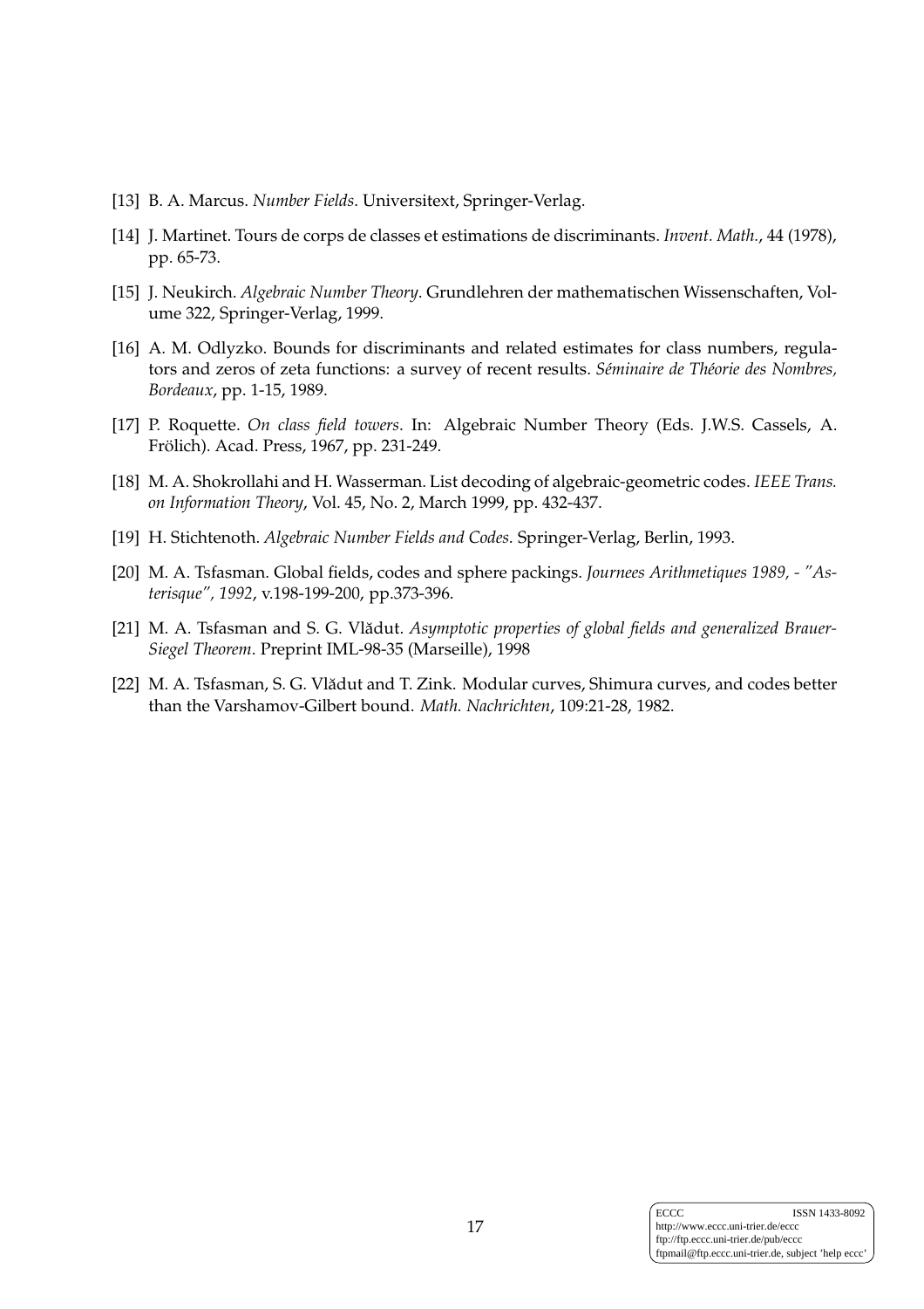[13] B. A. Marcus. *Number Fields*. Universitext, Springer-Verlag.

[14] J. Martinet. Tours de corps de classes et estimations de discriminants. *Invent. Math.*, 44 (1978), pp. 65-73.

[15] J. Neukirch. *Algebraic Number Theory*. Grundlehren der mathematischen Wissenschaften, Volume 322, Springer-Verlag, 1999.

[16] A. M. Odlyzko. Bounds for discriminants and related estimates for class numbers, regulators and zeros of zeta functions: a survey of recent results. *Séminaire de Théorie des Nombres, Bordeaux*, pp. 1-15, 1989.

[17] P. Roquette. *On class field towers*. In: Algebraic Number Theory (Eds. J.W.S. Cassels, A. Frölich). Acad. Press, 1967, pp. 231-249.

[18] M. A. Shokrollahi and H. Wasserman. List decoding of algebraic-geometric codes. *IEEE Trans. on Information Theory*, Vol. 45, No. 2, March 1999, pp. 432-437.

[19] H. Stichtenoth. *Algebraic Number Fields and Codes*. Springer-Verlag, Berlin, 1993.

[20] M. A. Tsfasman. Global fields, codes and sphere packings. *Journees Arithmetiques 1989, - "Asterisque", 1992*, v.198-199-200, pp.373-396.

[21] M. A. Tsfasman and S. G. Vlădut. *Asymptotic properties of global fields and generalized Brauer-Siegel Theorem*. Preprint IML-98-35 (Marseille), 1998

[22] M. A. Tsfasman, S. G. Vlădut and T. Zink. Modular curves, Shimura curves, and codes better than the Varshamov-Gilbert bound. *Math. Nachrichten*, 109:21-28, 1982.

ECCC ISSN 1433-8092
http://www.eccc.uni-trier.de/eccc
ftp://ftp.eccc.uni-trier.de/pub/eccc
ftpmail@ftp.eccc.uni-trier.de, subject 'help eccc'